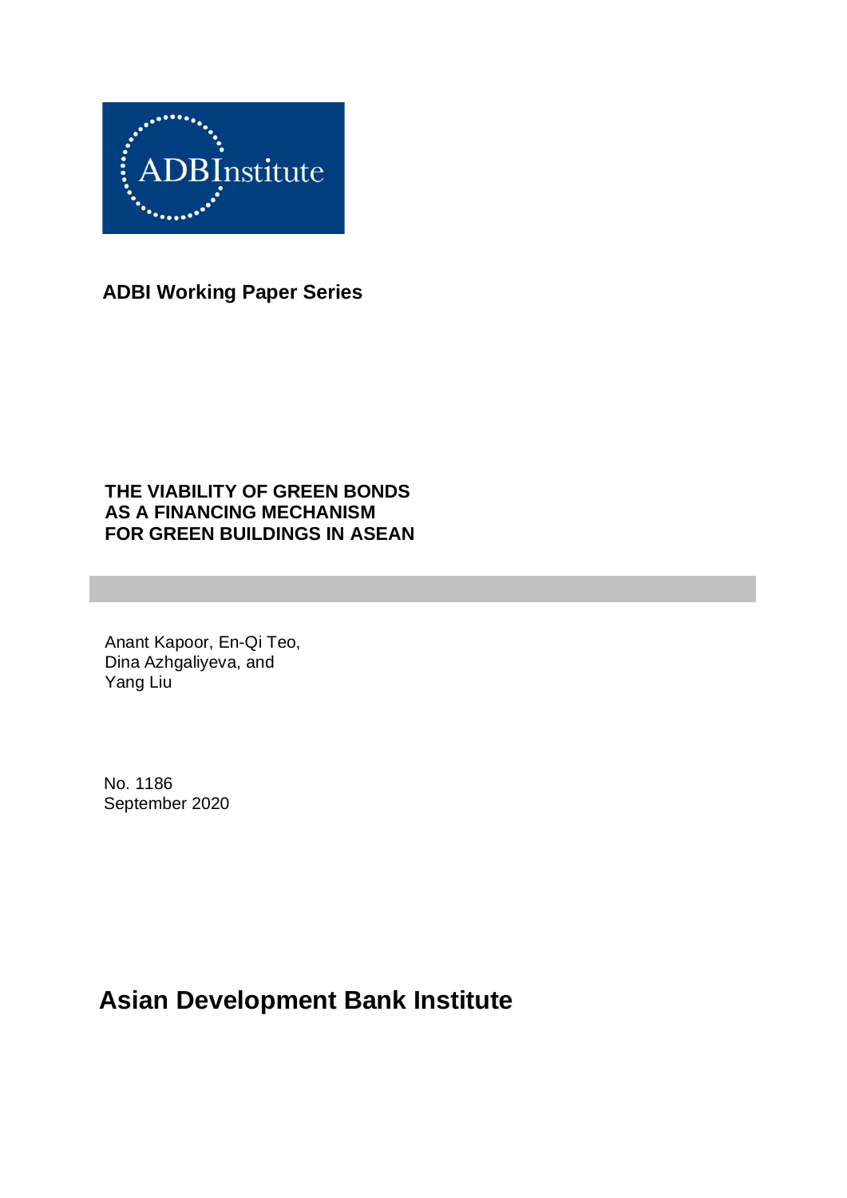ADBInstitute

**ADBI Working Paper Series**

# THE VIABILITY OF GREEN BONDS AS A FINANCING MECHANISM FOR GREEN BUILDINGS IN ASEAN

Anant Kapoor, En-Qi Teo, Dina Azhgaliyeva, and Yang Liu

No. 1186
September 2020

**Asian Development Bank Institute**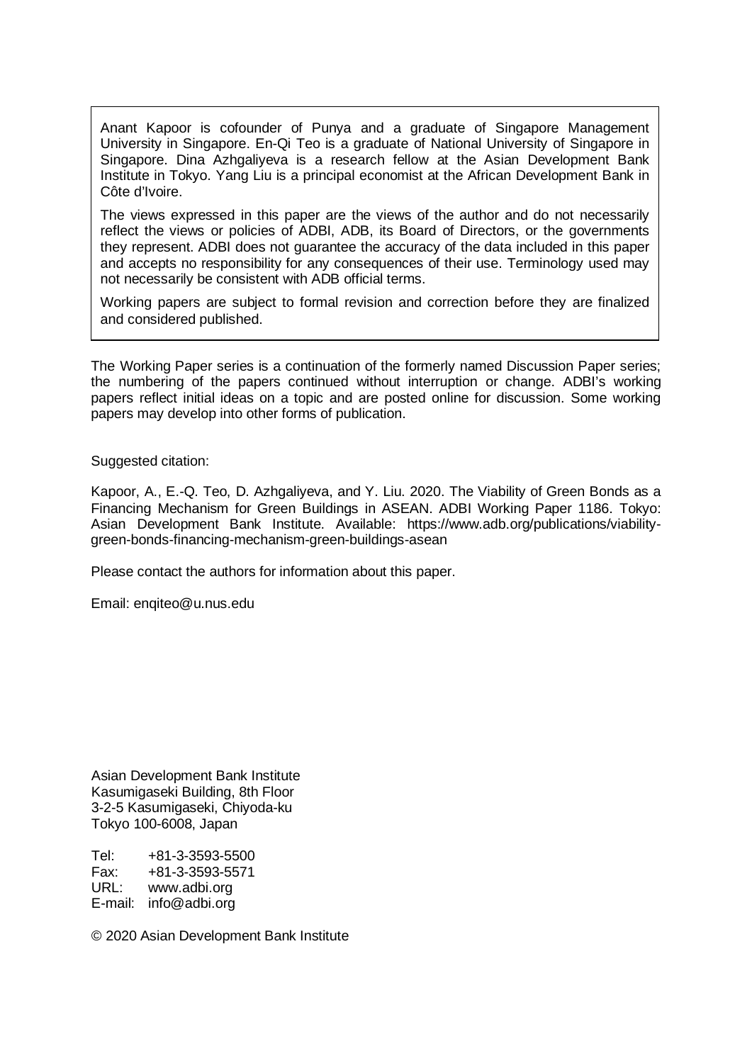Anant Kapoor is cofounder of Punya and a graduate of Singapore Management University in Singapore. En-Qi Teo is a graduate of National University of Singapore in Singapore. Dina Azhgaliyeva is a research fellow at the Asian Development Bank Institute in Tokyo. Yang Liu is a principal economist at the African Development Bank in Côte d'Ivoire.

The views expressed in this paper are the views of the author and do not necessarily reflect the views or policies of ADBI, ADB, its Board of Directors, or the governments they represent. ADBI does not guarantee the accuracy of the data included in this paper and accepts no responsibility for any consequences of their use. Terminology used may not necessarily be consistent with ADB official terms.

Working papers are subject to formal revision and correction before they are finalized and considered published.

The Working Paper series is a continuation of the formerly named Discussion Paper series; the numbering of the papers continued without interruption or change. ADBI's working papers reflect initial ideas on a topic and are posted online for discussion. Some working papers may develop into other forms of publication.

Suggested citation:

Kapoor, A., E.-Q. Teo, D. Azhgaliyeva, and Y. Liu. 2020. The Viability of Green Bonds as a Financing Mechanism for Green Buildings in ASEAN. ADBI Working Paper 1186. Tokyo: Asian Development Bank Institute. Available: https://www.adb.org/publications/viability-green-bonds-financing-mechanism-green-buildings-asean

Please contact the authors for information about this paper.

Email: enqiteo@u.nus.edu

Asian Development Bank Institute
Kasumigaseki Building, 8th Floor
3-2-5 Kasumigaseki, Chiyoda-ku
Tokyo 100-6008, Japan

Tel: +81-3-3593-5500
Fax: +81-3-3593-5571
URL: www.adbi.org
E-mail: info@adbi.org

© 2020 Asian Development Bank Institute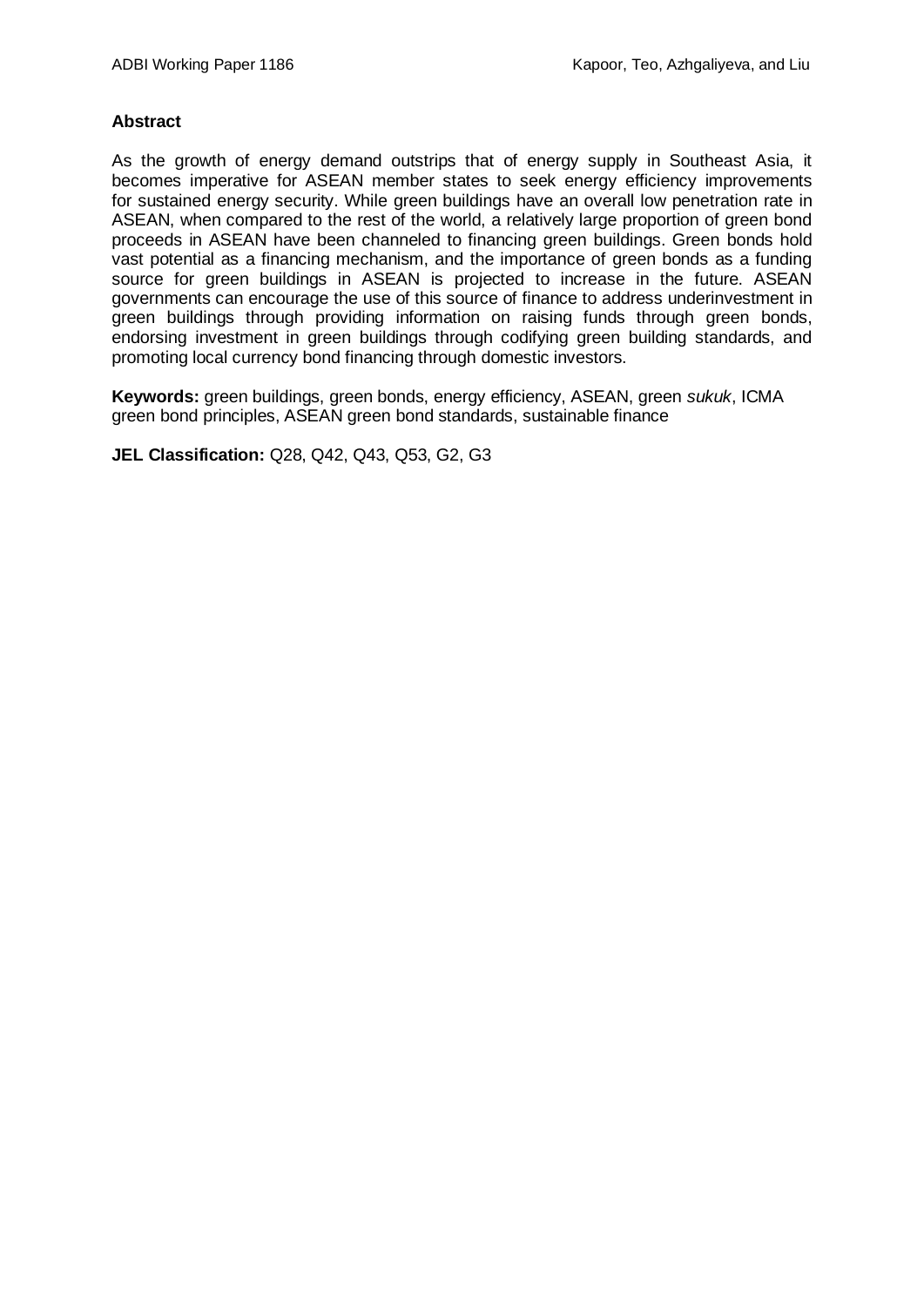## Abstract

As the growth of energy demand outstrips that of energy supply in Southeast Asia, it becomes imperative for ASEAN member states to seek energy efficiency improvements for sustained energy security. While green buildings have an overall low penetration rate in ASEAN, when compared to the rest of the world, a relatively large proportion of green bond proceeds in ASEAN have been channeled to financing green buildings. Green bonds hold vast potential as a financing mechanism, and the importance of green bonds as a funding source for green buildings in ASEAN is projected to increase in the future. ASEAN governments can encourage the use of this source of finance to address underinvestment in green buildings through providing information on raising funds through green bonds, endorsing investment in green buildings through codifying green building standards, and promoting local currency bond financing through domestic investors.

**Keywords:** green buildings, green bonds, energy efficiency, ASEAN, green *sukuk*, ICMA green bond principles, ASEAN green bond standards, sustainable finance

**JEL Classification:** Q28, Q42, Q43, Q53, G2, G3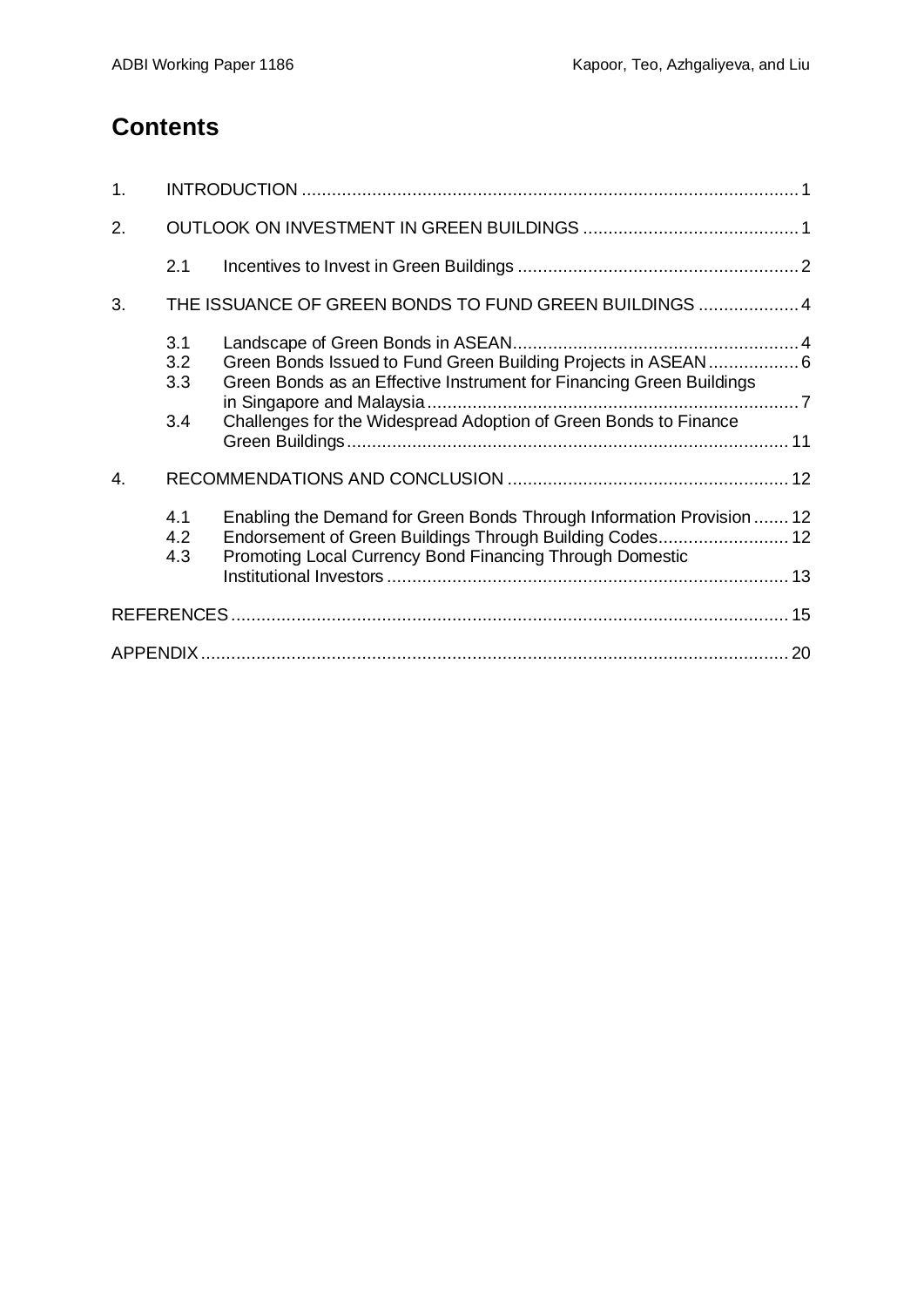# Contents

1. INTRODUCTION ..... 1
2. OUTLOOK ON INVESTMENT IN GREEN BUILDINGS ..... 1
   - 2.1 Incentives to Invest in Green Buildings ..... 2
3. THE ISSUANCE OF GREEN BONDS TO FUND GREEN BUILDINGS ..... 4
   - 3.1 Landscape of Green Bonds in ASEAN ..... 4
   - 3.2 Green Bonds Issued to Fund Green Building Projects in ASEAN ..... 6
   - 3.3 Green Bonds as an Effective Instrument for Financing Green Buildings in Singapore and Malaysia ..... 7
   - 3.4 Challenges for the Widespread Adoption of Green Bonds to Finance Green Buildings ..... 11
4. RECOMMENDATIONS AND CONCLUSION ..... 12
   - 4.1 Enabling the Demand for Green Bonds Through Information Provision ..... 12
   - 4.2 Endorsement of Green Buildings Through Building Codes ..... 12
   - 4.3 Promoting Local Currency Bond Financing Through Domestic Institutional Investors ..... 13

REFERENCES ..... 15

APPENDIX ..... 20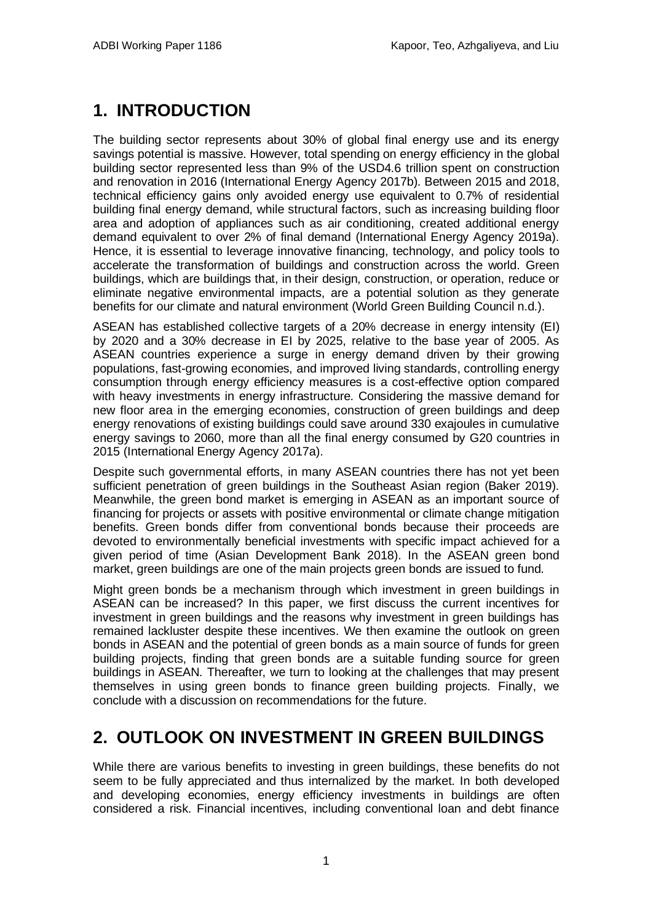# 1. INTRODUCTION

The building sector represents about 30% of global final energy use and its energy savings potential is massive. However, total spending on energy efficiency in the global building sector represented less than 9% of the USD4.6 trillion spent on construction and renovation in 2016 (International Energy Agency 2017b). Between 2015 and 2018, technical efficiency gains only avoided energy use equivalent to 0.7% of residential building final energy demand, while structural factors, such as increasing building floor area and adoption of appliances such as air conditioning, created additional energy demand equivalent to over 2% of final demand (International Energy Agency 2019a). Hence, it is essential to leverage innovative financing, technology, and policy tools to accelerate the transformation of buildings and construction across the world. Green buildings, which are buildings that, in their design, construction, or operation, reduce or eliminate negative environmental impacts, are a potential solution as they generate benefits for our climate and natural environment (World Green Building Council n.d.).

ASEAN has established collective targets of a 20% decrease in energy intensity (EI) by 2020 and a 30% decrease in EI by 2025, relative to the base year of 2005. As ASEAN countries experience a surge in energy demand driven by their growing populations, fast-growing economies, and improved living standards, controlling energy consumption through energy efficiency measures is a cost-effective option compared with heavy investments in energy infrastructure. Considering the massive demand for new floor area in the emerging economies, construction of green buildings and deep energy renovations of existing buildings could save around 330 exajoules in cumulative energy savings to 2060, more than all the final energy consumed by G20 countries in 2015 (International Energy Agency 2017a).

Despite such governmental efforts, in many ASEAN countries there has not yet been sufficient penetration of green buildings in the Southeast Asian region (Baker 2019). Meanwhile, the green bond market is emerging in ASEAN as an important source of financing for projects or assets with positive environmental or climate change mitigation benefits. Green bonds differ from conventional bonds because their proceeds are devoted to environmentally beneficial investments with specific impact achieved for a given period of time (Asian Development Bank 2018). In the ASEAN green bond market, green buildings are one of the main projects green bonds are issued to fund.

Might green bonds be a mechanism through which investment in green buildings in ASEAN can be increased? In this paper, we first discuss the current incentives for investment in green buildings and the reasons why investment in green buildings has remained lackluster despite these incentives. We then examine the outlook on green bonds in ASEAN and the potential of green bonds as a main source of funds for green building projects, finding that green bonds are a suitable funding source for green buildings in ASEAN. Thereafter, we turn to looking at the challenges that may present themselves in using green bonds to finance green building projects. Finally, we conclude with a discussion on recommendations for the future.

# 2. OUTLOOK ON INVESTMENT IN GREEN BUILDINGS

While there are various benefits to investing in green buildings, these benefits do not seem to be fully appreciated and thus internalized by the market. In both developed and developing economies, energy efficiency investments in buildings are often considered a risk. Financial incentives, including conventional loan and debt finance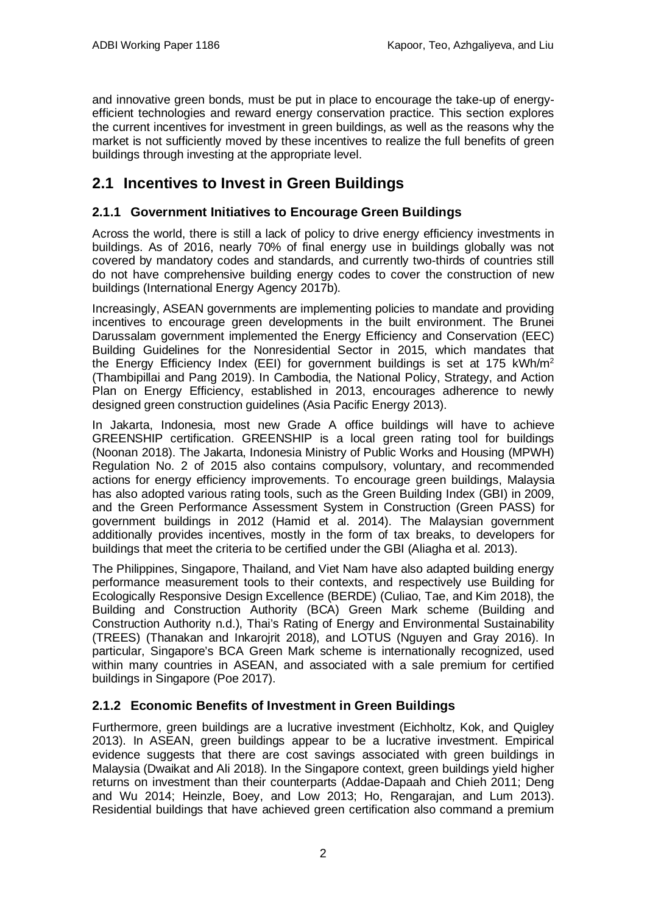and innovative green bonds, must be put in place to encourage the take-up of energy-efficient technologies and reward energy conservation practice. This section explores the current incentives for investment in green buildings, as well as the reasons why the market is not sufficiently moved by these incentives to realize the full benefits of green buildings through investing at the appropriate level.

## 2.1 Incentives to Invest in Green Buildings

### 2.1.1 Government Initiatives to Encourage Green Buildings

Across the world, there is still a lack of policy to drive energy efficiency investments in buildings. As of 2016, nearly 70% of final energy use in buildings globally was not covered by mandatory codes and standards, and currently two-thirds of countries still do not have comprehensive building energy codes to cover the construction of new buildings (International Energy Agency 2017b).

Increasingly, ASEAN governments are implementing policies to mandate and providing incentives to encourage green developments in the built environment. The Brunei Darussalam government implemented the Energy Efficiency and Conservation (EEC) Building Guidelines for the Nonresidential Sector in 2015, which mandates that the Energy Efficiency Index (EEI) for government buildings is set at 175 kWh/m$^2$ (Thambipillai and Pang 2019). In Cambodia, the National Policy, Strategy, and Action Plan on Energy Efficiency, established in 2013, encourages adherence to newly designed green construction guidelines (Asia Pacific Energy 2013).

In Jakarta, Indonesia, most new Grade A office buildings will have to achieve GREENSHIP certification. GREENSHIP is a local green rating tool for buildings (Noonan 2018). The Jakarta, Indonesia Ministry of Public Works and Housing (MPWH) Regulation No. 2 of 2015 also contains compulsory, voluntary, and recommended actions for energy efficiency improvements. To encourage green buildings, Malaysia has also adopted various rating tools, such as the Green Building Index (GBI) in 2009, and the Green Performance Assessment System in Construction (Green PASS) for government buildings in 2012 (Hamid et al. 2014). The Malaysian government additionally provides incentives, mostly in the form of tax breaks, to developers for buildings that meet the criteria to be certified under the GBI (Aliagha et al. 2013).

The Philippines, Singapore, Thailand, and Viet Nam have also adapted building energy performance measurement tools to their contexts, and respectively use Building for Ecologically Responsive Design Excellence (BERDE) (Culiao, Tae, and Kim 2018), the Building and Construction Authority (BCA) Green Mark scheme (Building and Construction Authority n.d.), Thai's Rating of Energy and Environmental Sustainability (TREES) (Thanakan and Inkarojrit 2018), and LOTUS (Nguyen and Gray 2016). In particular, Singapore's BCA Green Mark scheme is internationally recognized, used within many countries in ASEAN, and associated with a sale premium for certified buildings in Singapore (Poe 2017).

### 2.1.2 Economic Benefits of Investment in Green Buildings

Furthermore, green buildings are a lucrative investment (Eichholtz, Kok, and Quigley 2013). In ASEAN, green buildings appear to be a lucrative investment. Empirical evidence suggests that there are cost savings associated with green buildings in Malaysia (Dwaikat and Ali 2018). In the Singapore context, green buildings yield higher returns on investment than their counterparts (Addae-Dapaah and Chieh 2011; Deng and Wu 2014; Heinzle, Boey, and Low 2013; Ho, Rengarajan, and Lum 2013). Residential buildings that have achieved green certification also command a premium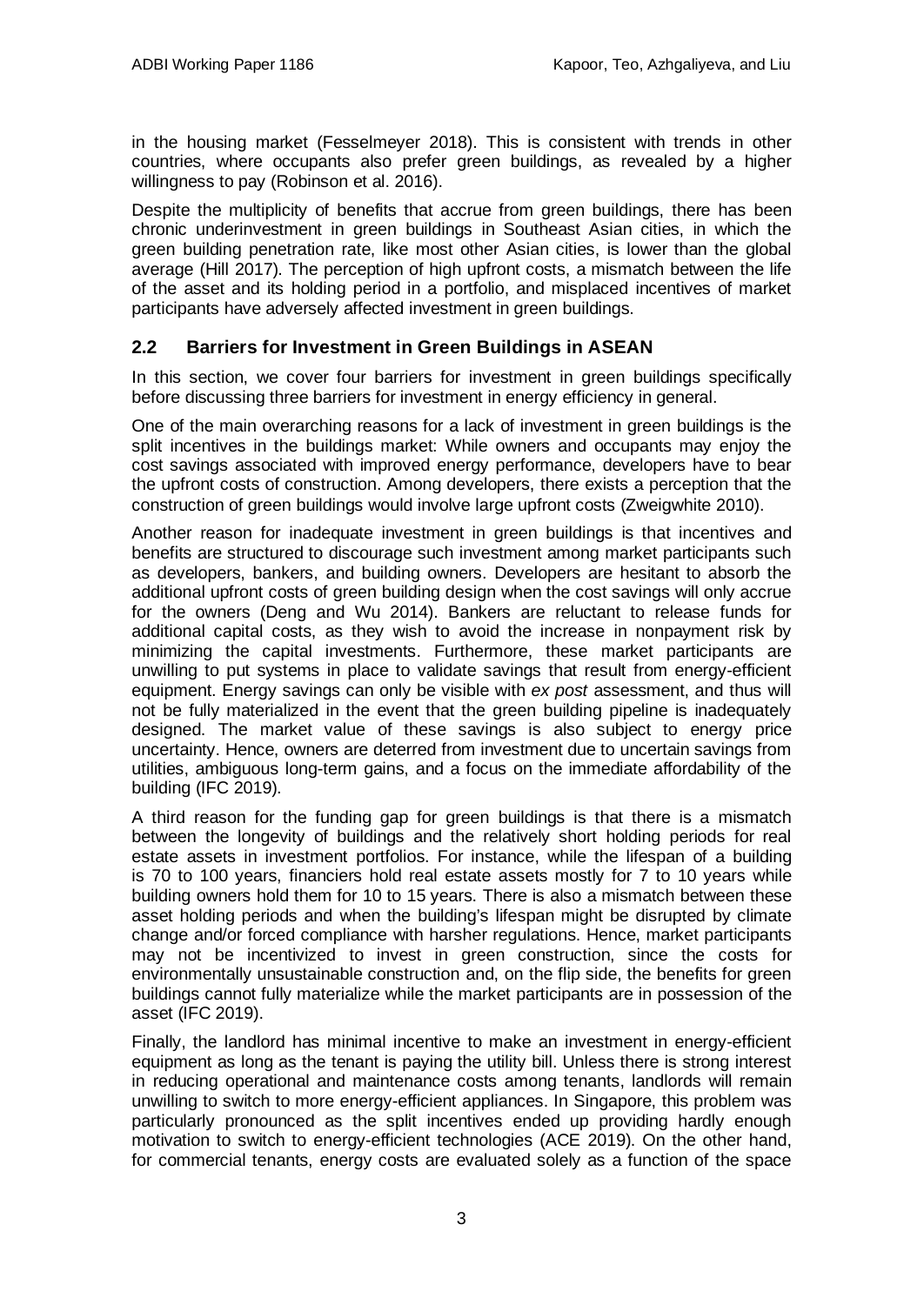in the housing market (Fesselmeyer 2018). This is consistent with trends in other countries, where occupants also prefer green buildings, as revealed by a higher willingness to pay (Robinson et al. 2016).

Despite the multiplicity of benefits that accrue from green buildings, there has been chronic underinvestment in green buildings in Southeast Asian cities, in which the green building penetration rate, like most other Asian cities, is lower than the global average (Hill 2017). The perception of high upfront costs, a mismatch between the life of the asset and its holding period in a portfolio, and misplaced incentives of market participants have adversely affected investment in green buildings.

## 2.2 Barriers for Investment in Green Buildings in ASEAN

In this section, we cover four barriers for investment in green buildings specifically before discussing three barriers for investment in energy efficiency in general.

One of the main overarching reasons for a lack of investment in green buildings is the split incentives in the buildings market: While owners and occupants may enjoy the cost savings associated with improved energy performance, developers have to bear the upfront costs of construction. Among developers, there exists a perception that the construction of green buildings would involve large upfront costs (Zweigwhite 2010).

Another reason for inadequate investment in green buildings is that incentives and benefits are structured to discourage such investment among market participants such as developers, bankers, and building owners. Developers are hesitant to absorb the additional upfront costs of green building design when the cost savings will only accrue for the owners (Deng and Wu 2014). Bankers are reluctant to release funds for additional capital costs, as they wish to avoid the increase in nonpayment risk by minimizing the capital investments. Furthermore, these market participants are unwilling to put systems in place to validate savings that result from energy-efficient equipment. Energy savings can only be visible with *ex post* assessment, and thus will not be fully materialized in the event that the green building pipeline is inadequately designed. The market value of these savings is also subject to energy price uncertainty. Hence, owners are deterred from investment due to uncertain savings from utilities, ambiguous long-term gains, and a focus on the immediate affordability of the building (IFC 2019).

A third reason for the funding gap for green buildings is that there is a mismatch between the longevity of buildings and the relatively short holding periods for real estate assets in investment portfolios. For instance, while the lifespan of a building is 70 to 100 years, financiers hold real estate assets mostly for 7 to 10 years while building owners hold them for 10 to 15 years. There is also a mismatch between these asset holding periods and when the building's lifespan might be disrupted by climate change and/or forced compliance with harsher regulations. Hence, market participants may not be incentivized to invest in green construction, since the costs for environmentally unsustainable construction and, on the flip side, the benefits for green buildings cannot fully materialize while the market participants are in possession of the asset (IFC 2019).

Finally, the landlord has minimal incentive to make an investment in energy-efficient equipment as long as the tenant is paying the utility bill. Unless there is strong interest in reducing operational and maintenance costs among tenants, landlords will remain unwilling to switch to more energy-efficient appliances. In Singapore, this problem was particularly pronounced as the split incentives ended up providing hardly enough motivation to switch to energy-efficient technologies (ACE 2019). On the other hand, for commercial tenants, energy costs are evaluated solely as a function of the space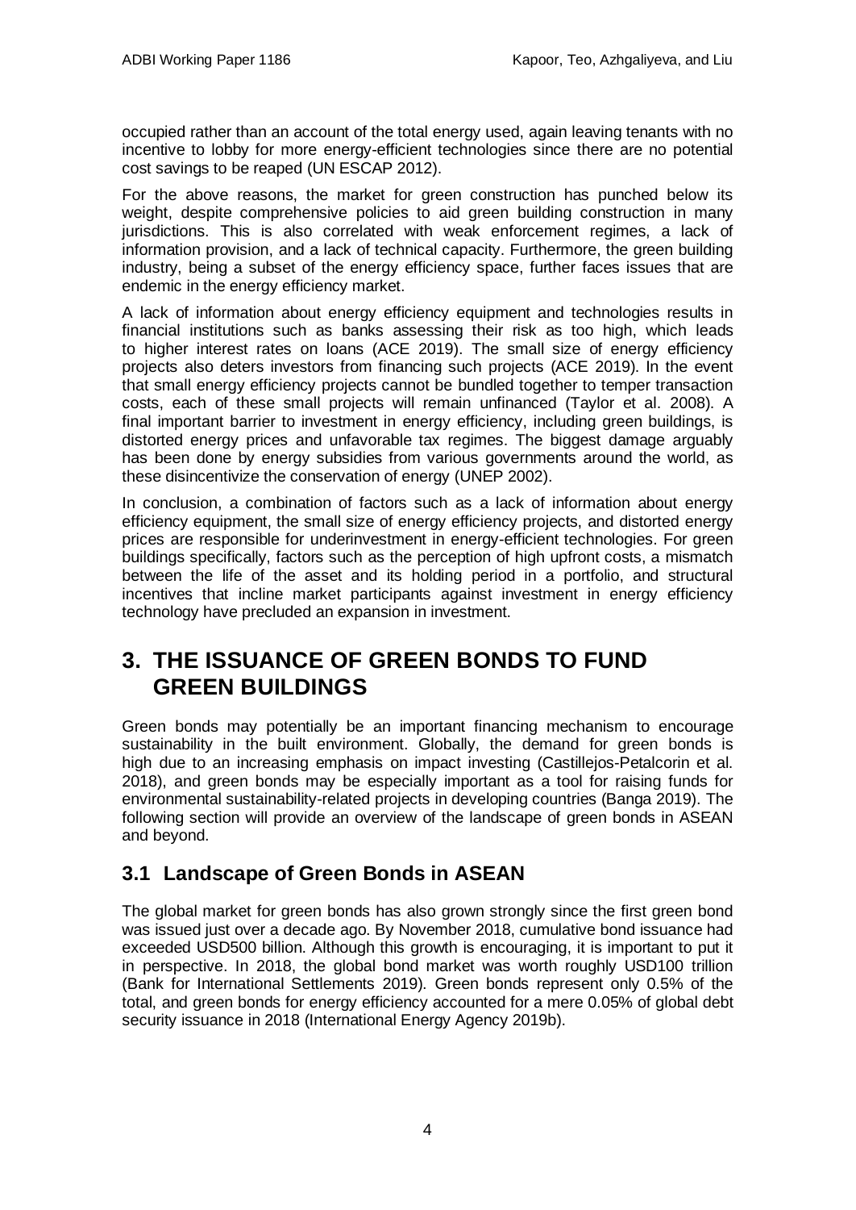occupied rather than an account of the total energy used, again leaving tenants with no incentive to lobby for more energy-efficient technologies since there are no potential cost savings to be reaped (UN ESCAP 2012).

For the above reasons, the market for green construction has punched below its weight, despite comprehensive policies to aid green building construction in many jurisdictions. This is also correlated with weak enforcement regimes, a lack of information provision, and a lack of technical capacity. Furthermore, the green building industry, being a subset of the energy efficiency space, further faces issues that are endemic in the energy efficiency market.

A lack of information about energy efficiency equipment and technologies results in financial institutions such as banks assessing their risk as too high, which leads to higher interest rates on loans (ACE 2019). The small size of energy efficiency projects also deters investors from financing such projects (ACE 2019). In the event that small energy efficiency projects cannot be bundled together to temper transaction costs, each of these small projects will remain unfinanced (Taylor et al. 2008). A final important barrier to investment in energy efficiency, including green buildings, is distorted energy prices and unfavorable tax regimes. The biggest damage arguably has been done by energy subsidies from various governments around the world, as these disincentivize the conservation of energy (UNEP 2002).

In conclusion, a combination of factors such as a lack of information about energy efficiency equipment, the small size of energy efficiency projects, and distorted energy prices are responsible for underinvestment in energy-efficient technologies. For green buildings specifically, factors such as the perception of high upfront costs, a mismatch between the life of the asset and its holding period in a portfolio, and structural incentives that incline market participants against investment in energy efficiency technology have precluded an expansion in investment.

# 3. THE ISSUANCE OF GREEN BONDS TO FUND GREEN BUILDINGS

Green bonds may potentially be an important financing mechanism to encourage sustainability in the built environment. Globally, the demand for green bonds is high due to an increasing emphasis on impact investing (Castillejos-Petalcorin et al. 2018), and green bonds may be especially important as a tool for raising funds for environmental sustainability-related projects in developing countries (Banga 2019). The following section will provide an overview of the landscape of green bonds in ASEAN and beyond.

## 3.1 Landscape of Green Bonds in ASEAN

The global market for green bonds has also grown strongly since the first green bond was issued just over a decade ago. By November 2018, cumulative bond issuance had exceeded USD500 billion. Although this growth is encouraging, it is important to put it in perspective. In 2018, the global bond market was worth roughly USD100 trillion (Bank for International Settlements 2019). Green bonds represent only 0.5% of the total, and green bonds for energy efficiency accounted for a mere 0.05% of global debt security issuance in 2018 (International Energy Agency 2019b).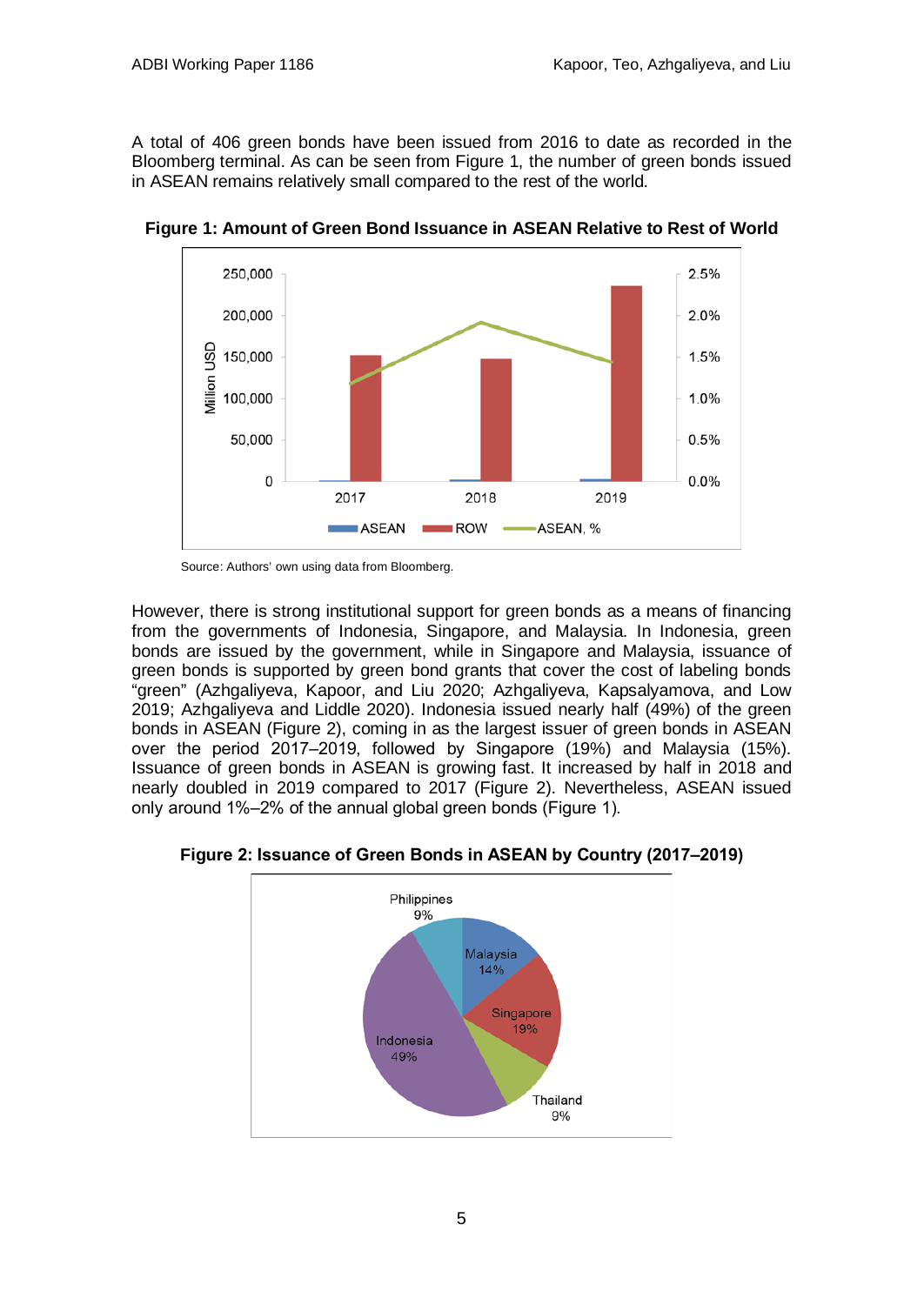A total of 406 green bonds have been issued from 2016 to date as recorded in the Bloomberg terminal. As can be seen from Figure 1, the number of green bonds issued in ASEAN remains relatively small compared to the rest of the world.

**Figure 1: Amount of Green Bond Issuance in ASEAN Relative to Rest of World**

Source: Authors' own using data from Bloomberg.

However, there is strong institutional support for green bonds as a means of financing from the governments of Indonesia, Singapore, and Malaysia. In Indonesia, green bonds are issued by the government, while in Singapore and Malaysia, issuance of green bonds is supported by green bond grants that cover the cost of labeling bonds "green" (Azhgaliyeva, Kapoor, and Liu 2020; Azhgaliyeva, Kapsalyamova, and Low 2019; Azhgaliyeva and Liddle 2020). Indonesia issued nearly half (49%) of the green bonds in ASEAN (Figure 2), coming in as the largest issuer of green bonds in ASEAN over the period 2017–2019, followed by Singapore (19%) and Malaysia (15%). Issuance of green bonds in ASEAN is growing fast. It increased by half in 2018 and nearly doubled in 2019 compared to 2017 (Figure 2). Nevertheless, ASEAN issued only around 1%–2% of the annual global green bonds (Figure 1).

**Figure 2: Issuance of Green Bonds in ASEAN by Country (2017–2019)**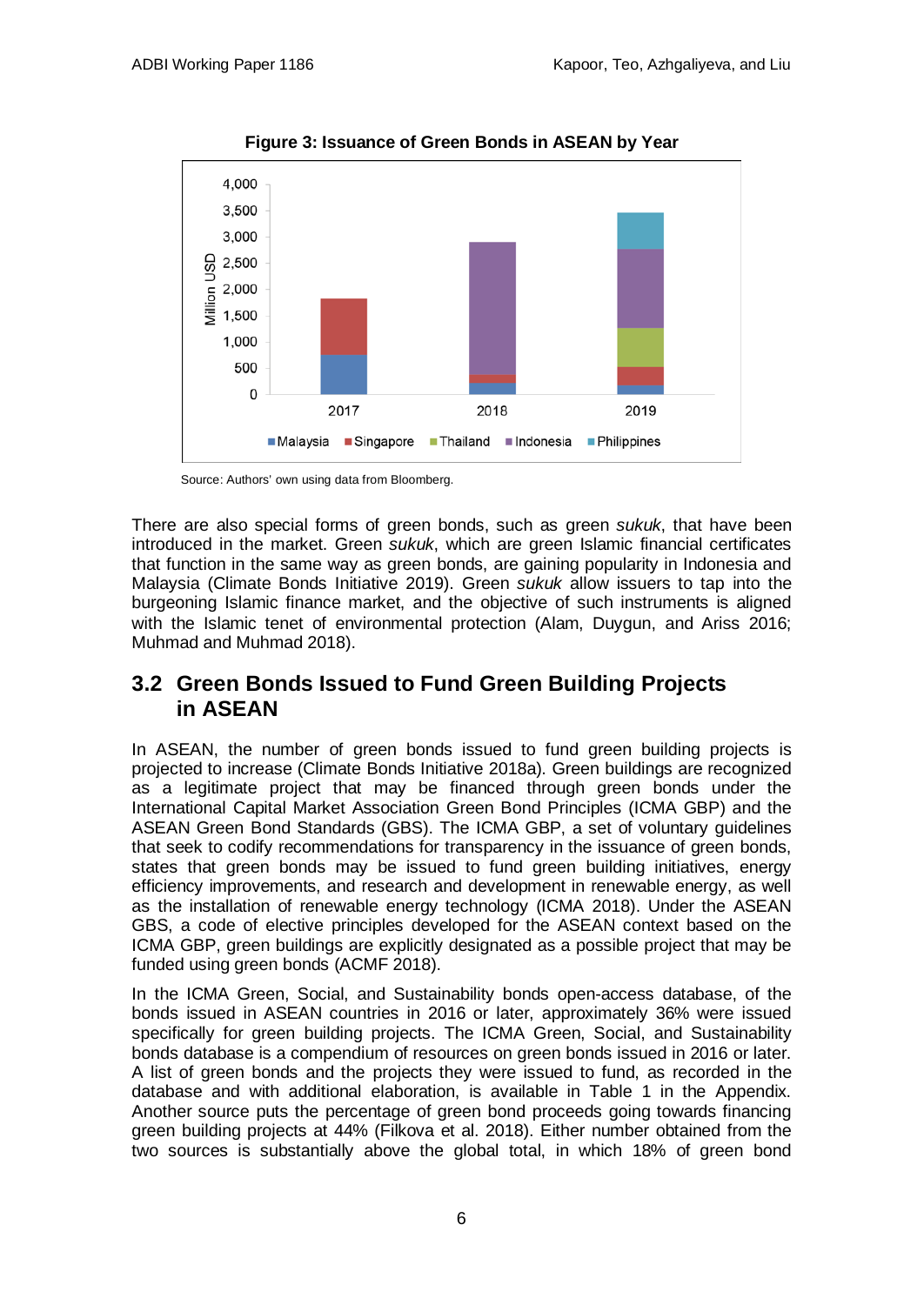**Figure 3: Issuance of Green Bonds in ASEAN by Year**

Source: Authors' own using data from Bloomberg.

There are also special forms of green bonds, such as green *sukuk*, that have been introduced in the market. Green *sukuk*, which are green Islamic financial certificates that function in the same way as green bonds, are gaining popularity in Indonesia and Malaysia (Climate Bonds Initiative 2019). Green *sukuk* allow issuers to tap into the burgeoning Islamic finance market, and the objective of such instruments is aligned with the Islamic tenet of environmental protection (Alam, Duygun, and Ariss 2016; Muhmad and Muhmad 2018).

## 3.2 Green Bonds Issued to Fund Green Building Projects in ASEAN

In ASEAN, the number of green bonds issued to fund green building projects is projected to increase (Climate Bonds Initiative 2018a). Green buildings are recognized as a legitimate project that may be financed through green bonds under the International Capital Market Association Green Bond Principles (ICMA GBP) and the ASEAN Green Bond Standards (GBS). The ICMA GBP, a set of voluntary guidelines that seek to codify recommendations for transparency in the issuance of green bonds, states that green bonds may be issued to fund green building initiatives, energy efficiency improvements, and research and development in renewable energy, as well as the installation of renewable energy technology (ICMA 2018). Under the ASEAN GBS, a code of elective principles developed for the ASEAN context based on the ICMA GBP, green buildings are explicitly designated as a possible project that may be funded using green bonds (ACMF 2018).

In the ICMA Green, Social, and Sustainability bonds open-access database, of the bonds issued in ASEAN countries in 2016 or later, approximately 36% were issued specifically for green building projects. The ICMA Green, Social, and Sustainability bonds database is a compendium of resources on green bonds issued in 2016 or later. A list of green bonds and the projects they were issued to fund, as recorded in the database and with additional elaboration, is available in Table 1 in the Appendix. Another source puts the percentage of green bond proceeds going towards financing green building projects at 44% (Filkova et al. 2018). Either number obtained from the two sources is substantially above the global total, in which 18% of green bond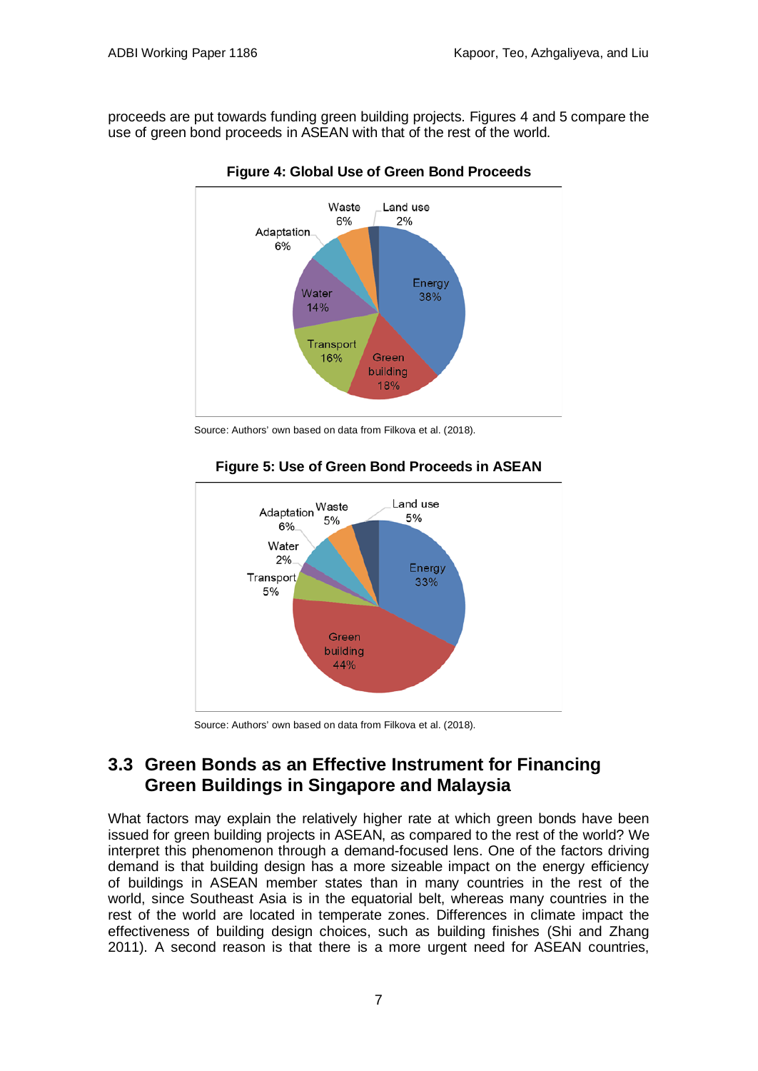proceeds are put towards funding green building projects. Figures 4 and 5 compare the use of green bond proceeds in ASEAN with that of the rest of the world.

**Figure 4: Global Use of Green Bond Proceeds**

Source: Authors' own based on data from Filkova et al. (2018).

**Figure 5: Use of Green Bond Proceeds in ASEAN**

Source: Authors' own based on data from Filkova et al. (2018).

## 3.3 Green Bonds as an Effective Instrument for Financing Green Buildings in Singapore and Malaysia

What factors may explain the relatively higher rate at which green bonds have been issued for green building projects in ASEAN, as compared to the rest of the world? We interpret this phenomenon through a demand-focused lens. One of the factors driving demand is that building design has a more sizeable impact on the energy efficiency of buildings in ASEAN member states than in many countries in the rest of the world, since Southeast Asia is in the equatorial belt, whereas many countries in the rest of the world are located in temperate zones. Differences in climate impact the effectiveness of building design choices, such as building finishes (Shi and Zhang 2011). A second reason is that there is a more urgent need for ASEAN countries,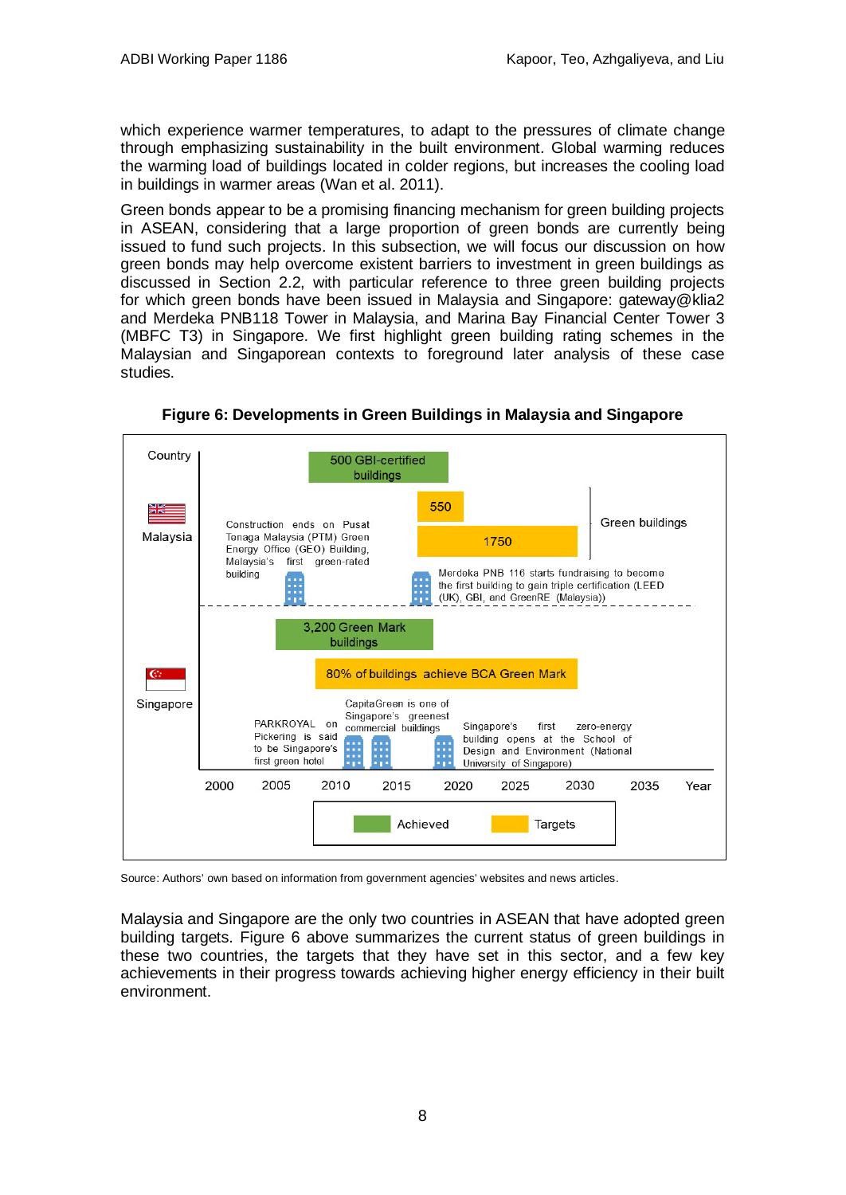which experience warmer temperatures, to adapt to the pressures of climate change through emphasizing sustainability in the built environment. Global warming reduces the warming load of buildings located in colder regions, but increases the cooling load in buildings in warmer areas (Wan et al. 2011).

Green bonds appear to be a promising financing mechanism for green building projects in ASEAN, considering that a large proportion of green bonds are currently being issued to fund such projects. In this subsection, we will focus our discussion on how green bonds may help overcome existent barriers to investment in green buildings as discussed in Section 2.2, with particular reference to three green building projects for which green bonds have been issued in Malaysia and Singapore: gateway@klia2 and Merdeka PNB118 Tower in Malaysia, and Marina Bay Financial Center Tower 3 (MBFC T3) in Singapore. We first highlight green building rating schemes in the Malaysian and Singaporean contexts to foreground later analysis of these case studies.

**Figure 6: Developments in Green Buildings in Malaysia and Singapore**

Country

Malaysia

- 500 GBI-certified buildings
- 550
- 1750
- Green buildings
- Construction ends on Pusat Tenaga Malaysia (PTM) Green Energy Office (GEO) Building, Malaysia's first green-rated building
- Merdeka PNB 118 starts fundraising to become the first building to gain triple certification (LEED (UK), GBI, and GreenRE (Malaysia))

Singapore

- 3,200 Green Mark buildings
- 80% of buildings achieve BCA Green Mark
- PARKROYAL on Pickering is said to be Singapore's first green hotel
- CapitaGreen is one of Singapore's greenest commercial buildings
- Singapore's first zero-energy building opens at the School of Design and Environment (National University of Singapore)

Year: 2000, 2005, 2010, 2015, 2020, 2025, 2030, 2035

Legend: Achieved; Targets

Source: Authors' own based on information from government agencies' websites and news articles.

Malaysia and Singapore are the only two countries in ASEAN that have adopted green building targets. Figure 6 above summarizes the current status of green buildings in these two countries, the targets that they have set in this sector, and a few key achievements in their progress towards achieving higher energy efficiency in their built environment.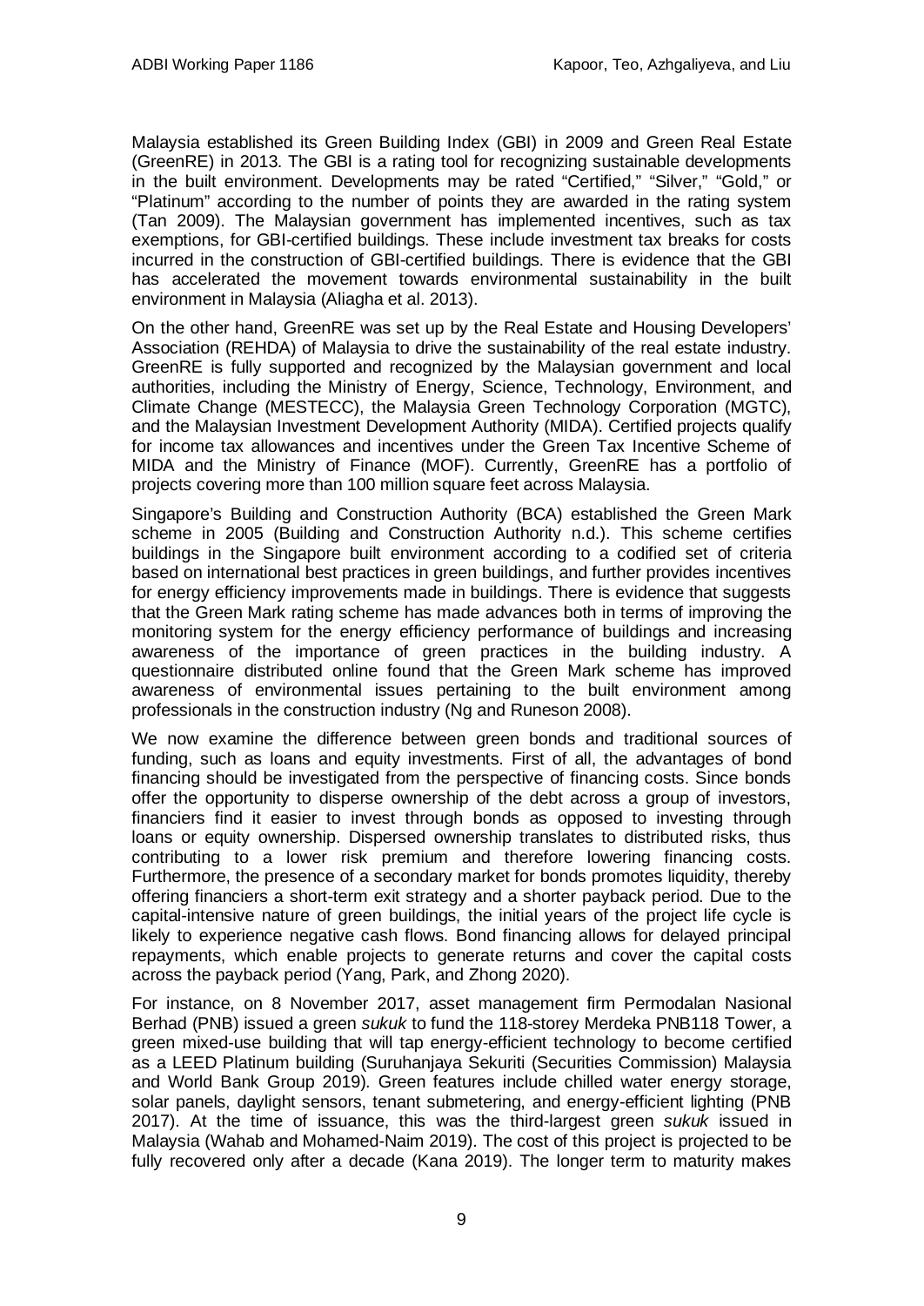Malaysia established its Green Building Index (GBI) in 2009 and Green Real Estate (GreenRE) in 2013. The GBI is a rating tool for recognizing sustainable developments in the built environment. Developments may be rated "Certified," "Silver," "Gold," or "Platinum" according to the number of points they are awarded in the rating system (Tan 2009). The Malaysian government has implemented incentives, such as tax exemptions, for GBI-certified buildings. These include investment tax breaks for costs incurred in the construction of GBI-certified buildings. There is evidence that the GBI has accelerated the movement towards environmental sustainability in the built environment in Malaysia (Aliagha et al. 2013).

On the other hand, GreenRE was set up by the Real Estate and Housing Developers' Association (REHDA) of Malaysia to drive the sustainability of the real estate industry. GreenRE is fully supported and recognized by the Malaysian government and local authorities, including the Ministry of Energy, Science, Technology, Environment, and Climate Change (MESTECC), the Malaysia Green Technology Corporation (MGTC), and the Malaysian Investment Development Authority (MIDA). Certified projects qualify for income tax allowances and incentives under the Green Tax Incentive Scheme of MIDA and the Ministry of Finance (MOF). Currently, GreenRE has a portfolio of projects covering more than 100 million square feet across Malaysia.

Singapore's Building and Construction Authority (BCA) established the Green Mark scheme in 2005 (Building and Construction Authority n.d.). This scheme certifies buildings in the Singapore built environment according to a codified set of criteria based on international best practices in green buildings, and further provides incentives for energy efficiency improvements made in buildings. There is evidence that suggests that the Green Mark rating scheme has made advances both in terms of improving the monitoring system for the energy efficiency performance of buildings and increasing awareness of the importance of green practices in the building industry. A questionnaire distributed online found that the Green Mark scheme has improved awareness of environmental issues pertaining to the built environment among professionals in the construction industry (Ng and Runeson 2008).

We now examine the difference between green bonds and traditional sources of funding, such as loans and equity investments. First of all, the advantages of bond financing should be investigated from the perspective of financing costs. Since bonds offer the opportunity to disperse ownership of the debt across a group of investors, financiers find it easier to invest through bonds as opposed to investing through loans or equity ownership. Dispersed ownership translates to distributed risks, thus contributing to a lower risk premium and therefore lowering financing costs. Furthermore, the presence of a secondary market for bonds promotes liquidity, thereby offering financiers a short-term exit strategy and a shorter payback period. Due to the capital-intensive nature of green buildings, the initial years of the project life cycle is likely to experience negative cash flows. Bond financing allows for delayed principal repayments, which enable projects to generate returns and cover the capital costs across the payback period (Yang, Park, and Zhong 2020).

For instance, on 8 November 2017, asset management firm Permodalan Nasional Berhad (PNB) issued a green *sukuk* to fund the 118-storey Merdeka PNB118 Tower, a green mixed-use building that will tap energy-efficient technology to become certified as a LEED Platinum building (Suruhanjaya Sekuriti (Securities Commission) Malaysia and World Bank Group 2019). Green features include chilled water energy storage, solar panels, daylight sensors, tenant submetering, and energy-efficient lighting (PNB 2017). At the time of issuance, this was the third-largest green *sukuk* issued in Malaysia (Wahab and Mohamed-Naim 2019). The cost of this project is projected to be fully recovered only after a decade (Kana 2019). The longer term to maturity makes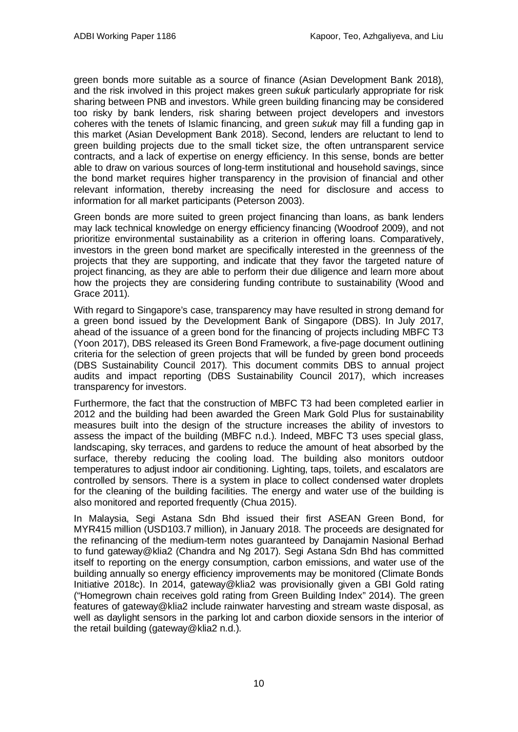green bonds more suitable as a source of finance (Asian Development Bank 2018), and the risk involved in this project makes green *sukuk* particularly appropriate for risk sharing between PNB and investors. While green building financing may be considered too risky by bank lenders, risk sharing between project developers and investors coheres with the tenets of Islamic financing, and green *sukuk* may fill a funding gap in this market (Asian Development Bank 2018). Second, lenders are reluctant to lend to green building projects due to the small ticket size, the often untransparent service contracts, and a lack of expertise on energy efficiency. In this sense, bonds are better able to draw on various sources of long-term institutional and household savings, since the bond market requires higher transparency in the provision of financial and other relevant information, thereby increasing the need for disclosure and access to information for all market participants (Peterson 2003).

Green bonds are more suited to green project financing than loans, as bank lenders may lack technical knowledge on energy efficiency financing (Woodroof 2009), and not prioritize environmental sustainability as a criterion in offering loans. Comparatively, investors in the green bond market are specifically interested in the greenness of the projects that they are supporting, and indicate that they favor the targeted nature of project financing, as they are able to perform their due diligence and learn more about how the projects they are considering funding contribute to sustainability (Wood and Grace 2011).

With regard to Singapore's case, transparency may have resulted in strong demand for a green bond issued by the Development Bank of Singapore (DBS). In July 2017, ahead of the issuance of a green bond for the financing of projects including MBFC T3 (Yoon 2017), DBS released its Green Bond Framework, a five-page document outlining criteria for the selection of green projects that will be funded by green bond proceeds (DBS Sustainability Council 2017). This document commits DBS to annual project audits and impact reporting (DBS Sustainability Council 2017), which increases transparency for investors.

Furthermore, the fact that the construction of MBFC T3 had been completed earlier in 2012 and the building had been awarded the Green Mark Gold Plus for sustainability measures built into the design of the structure increases the ability of investors to assess the impact of the building (MBFC n.d.). Indeed, MBFC T3 uses special glass, landscaping, sky terraces, and gardens to reduce the amount of heat absorbed by the surface, thereby reducing the cooling load. The building also monitors outdoor temperatures to adjust indoor air conditioning. Lighting, taps, toilets, and escalators are controlled by sensors. There is a system in place to collect condensed water droplets for the cleaning of the building facilities. The energy and water use of the building is also monitored and reported frequently (Chua 2015).

In Malaysia, Segi Astana Sdn Bhd issued their first ASEAN Green Bond, for MYR415 million (USD103.7 million), in January 2018. The proceeds are designated for the refinancing of the medium-term notes guaranteed by Danajamin Nasional Berhad to fund gateway@klia2 (Chandra and Ng 2017). Segi Astana Sdn Bhd has committed itself to reporting on the energy consumption, carbon emissions, and water use of the building annually so energy efficiency improvements may be monitored (Climate Bonds Initiative 2018c). In 2014, gateway@klia2 was provisionally given a GBI Gold rating ("Homegrown chain receives gold rating from Green Building Index" 2014). The green features of gateway@klia2 include rainwater harvesting and stream waste disposal, as well as daylight sensors in the parking lot and carbon dioxide sensors in the interior of the retail building (gateway@klia2 n.d.).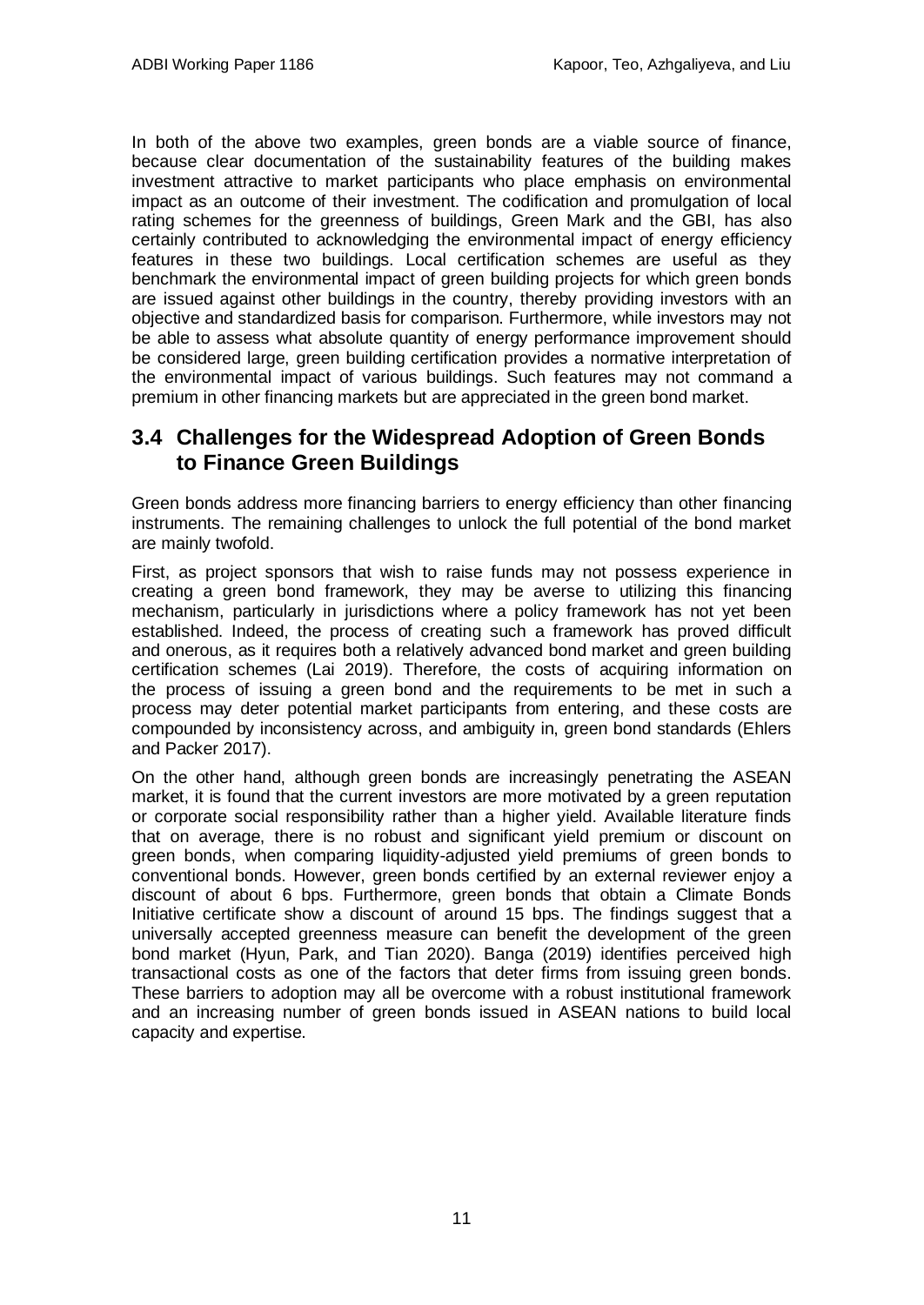In both of the above two examples, green bonds are a viable source of finance, because clear documentation of the sustainability features of the building makes investment attractive to market participants who place emphasis on environmental impact as an outcome of their investment. The codification and promulgation of local rating schemes for the greenness of buildings, Green Mark and the GBI, has also certainly contributed to acknowledging the environmental impact of energy efficiency features in these two buildings. Local certification schemes are useful as they benchmark the environmental impact of green building projects for which green bonds are issued against other buildings in the country, thereby providing investors with an objective and standardized basis for comparison. Furthermore, while investors may not be able to assess what absolute quantity of energy performance improvement should be considered large, green building certification provides a normative interpretation of the environmental impact of various buildings. Such features may not command a premium in other financing markets but are appreciated in the green bond market.

## 3.4 Challenges for the Widespread Adoption of Green Bonds to Finance Green Buildings

Green bonds address more financing barriers to energy efficiency than other financing instruments. The remaining challenges to unlock the full potential of the bond market are mainly twofold.

First, as project sponsors that wish to raise funds may not possess experience in creating a green bond framework, they may be averse to utilizing this financing mechanism, particularly in jurisdictions where a policy framework has not yet been established. Indeed, the process of creating such a framework has proved difficult and onerous, as it requires both a relatively advanced bond market and green building certification schemes (Lai 2019). Therefore, the costs of acquiring information on the process of issuing a green bond and the requirements to be met in such a process may deter potential market participants from entering, and these costs are compounded by inconsistency across, and ambiguity in, green bond standards (Ehlers and Packer 2017).

On the other hand, although green bonds are increasingly penetrating the ASEAN market, it is found that the current investors are more motivated by a green reputation or corporate social responsibility rather than a higher yield. Available literature finds that on average, there is no robust and significant yield premium or discount on green bonds, when comparing liquidity-adjusted yield premiums of green bonds to conventional bonds. However, green bonds certified by an external reviewer enjoy a discount of about 6 bps. Furthermore, green bonds that obtain a Climate Bonds Initiative certificate show a discount of around 15 bps. The findings suggest that a universally accepted greenness measure can benefit the development of the green bond market (Hyun, Park, and Tian 2020). Banga (2019) identifies perceived high transactional costs as one of the factors that deter firms from issuing green bonds. These barriers to adoption may all be overcome with a robust institutional framework and an increasing number of green bonds issued in ASEAN nations to build local capacity and expertise.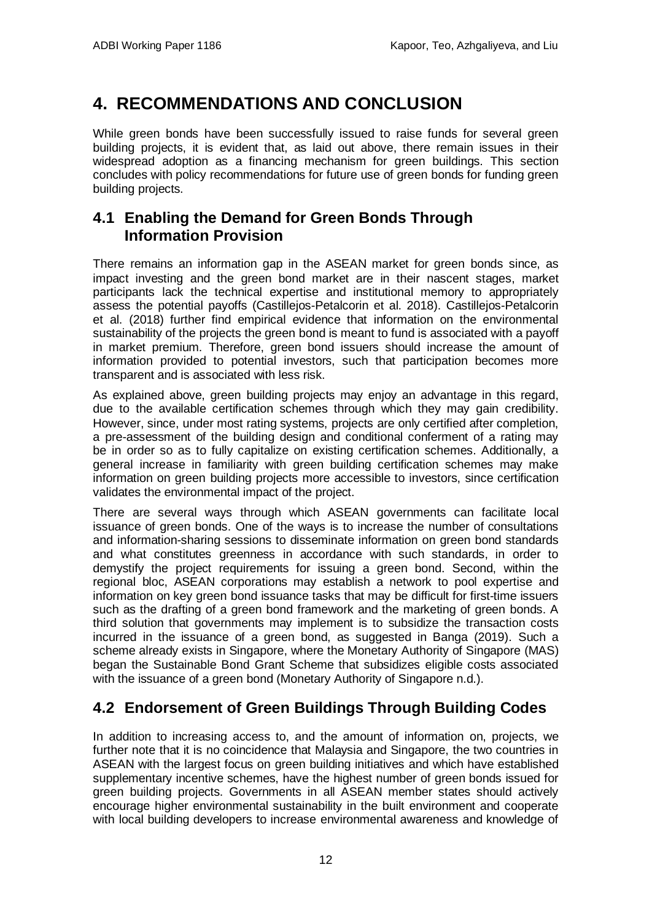# 4. RECOMMENDATIONS AND CONCLUSION

While green bonds have been successfully issued to raise funds for several green building projects, it is evident that, as laid out above, there remain issues in their widespread adoption as a financing mechanism for green buildings. This section concludes with policy recommendations for future use of green bonds for funding green building projects.

## 4.1 Enabling the Demand for Green Bonds Through Information Provision

There remains an information gap in the ASEAN market for green bonds since, as impact investing and the green bond market are in their nascent stages, market participants lack the technical expertise and institutional memory to appropriately assess the potential payoffs (Castillejos-Petalcorin et al. 2018). Castillejos-Petalcorin et al. (2018) further find empirical evidence that information on the environmental sustainability of the projects the green bond is meant to fund is associated with a payoff in market premium. Therefore, green bond issuers should increase the amount of information provided to potential investors, such that participation becomes more transparent and is associated with less risk.

As explained above, green building projects may enjoy an advantage in this regard, due to the available certification schemes through which they may gain credibility. However, since, under most rating systems, projects are only certified after completion, a pre-assessment of the building design and conditional conferment of a rating may be in order so as to fully capitalize on existing certification schemes. Additionally, a general increase in familiarity with green building certification schemes may make information on green building projects more accessible to investors, since certification validates the environmental impact of the project.

There are several ways through which ASEAN governments can facilitate local issuance of green bonds. One of the ways is to increase the number of consultations and information-sharing sessions to disseminate information on green bond standards and what constitutes greenness in accordance with such standards, in order to demystify the project requirements for issuing a green bond. Second, within the regional bloc, ASEAN corporations may establish a network to pool expertise and information on key green bond issuance tasks that may be difficult for first-time issuers such as the drafting of a green bond framework and the marketing of green bonds. A third solution that governments may implement is to subsidize the transaction costs incurred in the issuance of a green bond, as suggested in Banga (2019). Such a scheme already exists in Singapore, where the Monetary Authority of Singapore (MAS) began the Sustainable Bond Grant Scheme that subsidizes eligible costs associated with the issuance of a green bond (Monetary Authority of Singapore n.d.).

## 4.2 Endorsement of Green Buildings Through Building Codes

In addition to increasing access to, and the amount of information on, projects, we further note that it is no coincidence that Malaysia and Singapore, the two countries in ASEAN with the largest focus on green building initiatives and which have established supplementary incentive schemes, have the highest number of green bonds issued for green building projects. Governments in all ASEAN member states should actively encourage higher environmental sustainability in the built environment and cooperate with local building developers to increase environmental awareness and knowledge of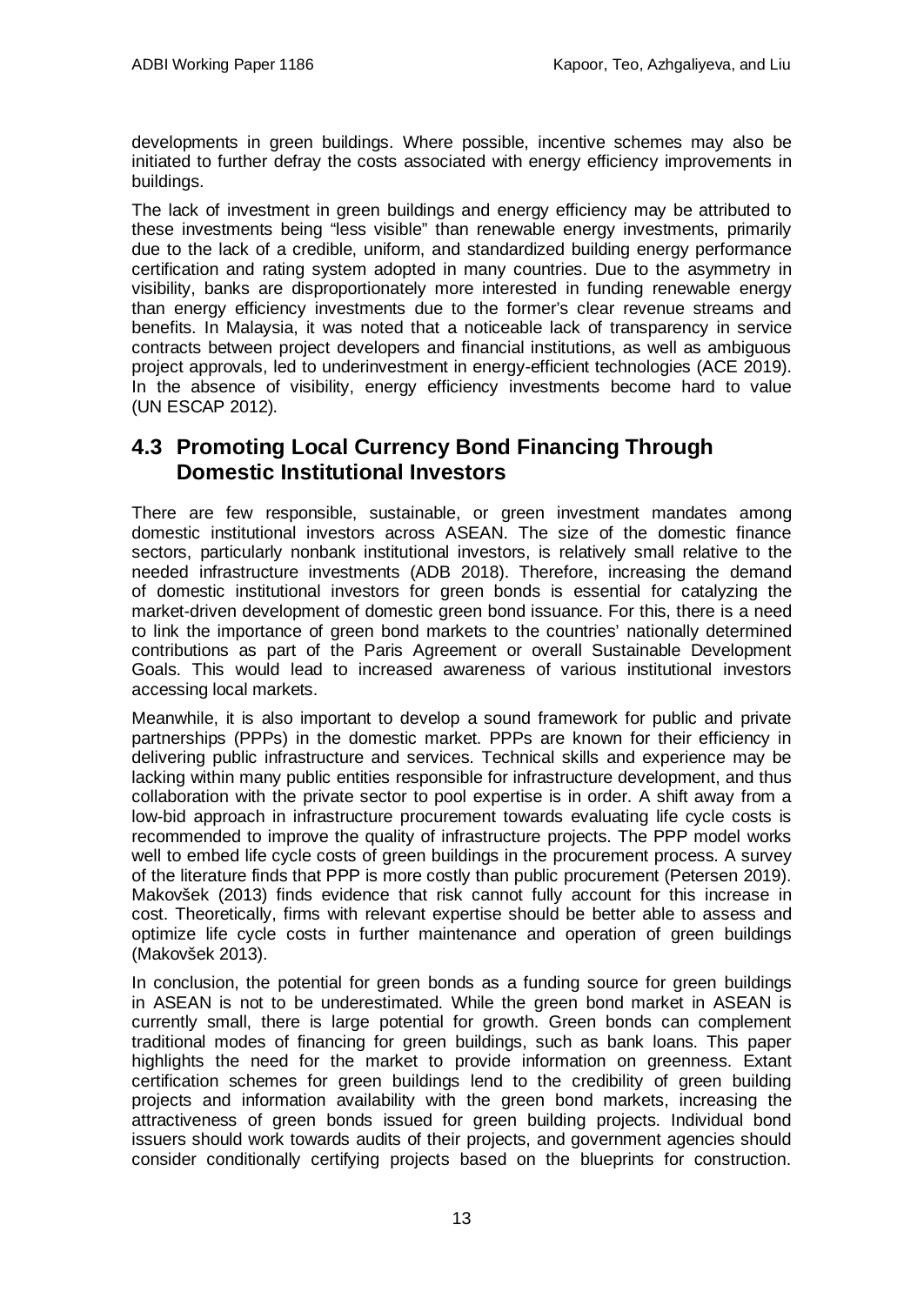developments in green buildings. Where possible, incentive schemes may also be initiated to further defray the costs associated with energy efficiency improvements in buildings.

The lack of investment in green buildings and energy efficiency may be attributed to these investments being "less visible" than renewable energy investments, primarily due to the lack of a credible, uniform, and standardized building energy performance certification and rating system adopted in many countries. Due to the asymmetry in visibility, banks are disproportionately more interested in funding renewable energy than energy efficiency investments due to the former's clear revenue streams and benefits. In Malaysia, it was noted that a noticeable lack of transparency in service contracts between project developers and financial institutions, as well as ambiguous project approvals, led to underinvestment in energy-efficient technologies (ACE 2019). In the absence of visibility, energy efficiency investments become hard to value (UN ESCAP 2012).

## 4.3 Promoting Local Currency Bond Financing Through Domestic Institutional Investors

There are few responsible, sustainable, or green investment mandates among domestic institutional investors across ASEAN. The size of the domestic finance sectors, particularly nonbank institutional investors, is relatively small relative to the needed infrastructure investments (ADB 2018). Therefore, increasing the demand of domestic institutional investors for green bonds is essential for catalyzing the market-driven development of domestic green bond issuance. For this, there is a need to link the importance of green bond markets to the countries' nationally determined contributions as part of the Paris Agreement or overall Sustainable Development Goals. This would lead to increased awareness of various institutional investors accessing local markets.

Meanwhile, it is also important to develop a sound framework for public and private partnerships (PPPs) in the domestic market. PPPs are known for their efficiency in delivering public infrastructure and services. Technical skills and experience may be lacking within many public entities responsible for infrastructure development, and thus collaboration with the private sector to pool expertise is in order. A shift away from a low-bid approach in infrastructure procurement towards evaluating life cycle costs is recommended to improve the quality of infrastructure projects. The PPP model works well to embed life cycle costs of green buildings in the procurement process. A survey of the literature finds that PPP is more costly than public procurement (Petersen 2019). Makovšek (2013) finds evidence that risk cannot fully account for this increase in cost. Theoretically, firms with relevant expertise should be better able to assess and optimize life cycle costs in further maintenance and operation of green buildings (Makovšek 2013).

In conclusion, the potential for green bonds as a funding source for green buildings in ASEAN is not to be underestimated. While the green bond market in ASEAN is currently small, there is large potential for growth. Green bonds can complement traditional modes of financing for green buildings, such as bank loans. This paper highlights the need for the market to provide information on greenness. Extant certification schemes for green buildings lend to the credibility of green building projects and information availability with the green bond markets, increasing the attractiveness of green bonds issued for green building projects. Individual bond issuers should work towards audits of their projects, and government agencies should consider conditionally certifying projects based on the blueprints for construction.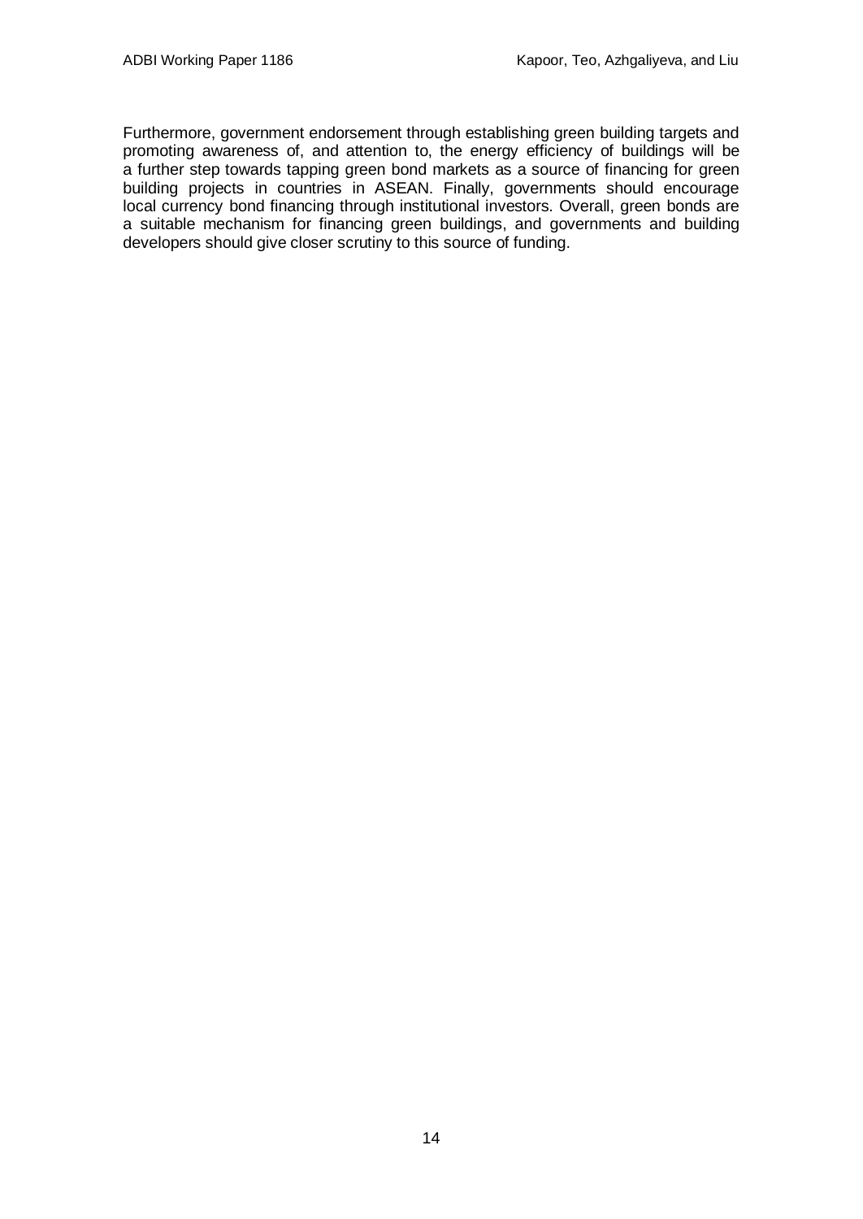Furthermore, government endorsement through establishing green building targets and promoting awareness of, and attention to, the energy efficiency of buildings will be a further step towards tapping green bond markets as a source of financing for green building projects in countries in ASEAN. Finally, governments should encourage local currency bond financing through institutional investors. Overall, green bonds are a suitable mechanism for financing green buildings, and governments and building developers should give closer scrutiny to this source of funding.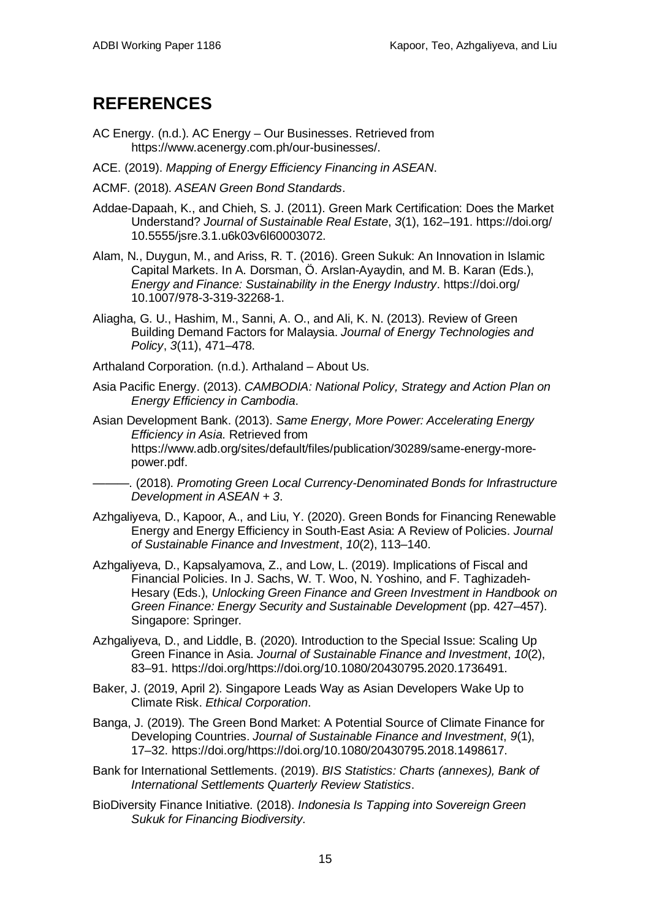## REFERENCES

AC Energy. (n.d.). AC Energy – Our Businesses. Retrieved from https://www.acenergy.com.ph/our-businesses/.

ACE. (2019). *Mapping of Energy Efficiency Financing in ASEAN*.

ACMF. (2018). *ASEAN Green Bond Standards*.

Addae-Dapaah, K., and Chieh, S. J. (2011). Green Mark Certification: Does the Market Understand? *Journal of Sustainable Real Estate*, *3*(1), 162–191. https://doi.org/10.5555/jsre.3.1.u6k03v6l60003072.

Alam, N., Duygun, M., and Ariss, R. T. (2016). Green Sukuk: An Innovation in Islamic Capital Markets. In A. Dorsman, Ö. Arslan-Ayaydin, and M. B. Karan (Eds.), *Energy and Finance: Sustainability in the Energy Industry*. https://doi.org/10.1007/978-3-319-32268-1.

Aliagha, G. U., Hashim, M., Sanni, A. O., and Ali, K. N. (2013). Review of Green Building Demand Factors for Malaysia. *Journal of Energy Technologies and Policy*, *3*(11), 471–478.

Arthaland Corporation. (n.d.). Arthaland – About Us.

Asia Pacific Energy. (2013). *CAMBODIA: National Policy, Strategy and Action Plan on Energy Efficiency in Cambodia*.

Asian Development Bank. (2013). *Same Energy, More Power: Accelerating Energy Efficiency in Asia*. Retrieved from https://www.adb.org/sites/default/files/publication/30289/same-energy-more-power.pdf.

———. (2018). *Promoting Green Local Currency-Denominated Bonds for Infrastructure Development in ASEAN + 3*.

Azhgaliyeva, D., Kapoor, A., and Liu, Y. (2020). Green Bonds for Financing Renewable Energy and Energy Efficiency in South-East Asia: A Review of Policies. *Journal of Sustainable Finance and Investment*, *10*(2), 113–140.

Azhgaliyeva, D., Kapsalyamova, Z., and Low, L. (2019). Implications of Fiscal and Financial Policies. In J. Sachs, W. T. Woo, N. Yoshino, and F. Taghizadeh-Hesary (Eds.), *Unlocking Green Finance and Green Investment in Handbook on Green Finance: Energy Security and Sustainable Development* (pp. 427–457). Singapore: Springer.

Azhgaliyeva, D., and Liddle, B. (2020). Introduction to the Special Issue: Scaling Up Green Finance in Asia. *Journal of Sustainable Finance and Investment*, *10*(2), 83–91. https://doi.org/https://doi.org/10.1080/20430795.2020.1736491.

Baker, J. (2019, April 2). Singapore Leads Way as Asian Developers Wake Up to Climate Risk. *Ethical Corporation*.

Banga, J. (2019). The Green Bond Market: A Potential Source of Climate Finance for Developing Countries. *Journal of Sustainable Finance and Investment*, *9*(1), 17–32. https://doi.org/https://doi.org/10.1080/20430795.2018.1498617.

Bank for International Settlements. (2019). *BIS Statistics: Charts (annexes), Bank of International Settlements Quarterly Review Statistics*.

BioDiversity Finance Initiative. (2018). *Indonesia Is Tapping into Sovereign Green Sukuk for Financing Biodiversity*.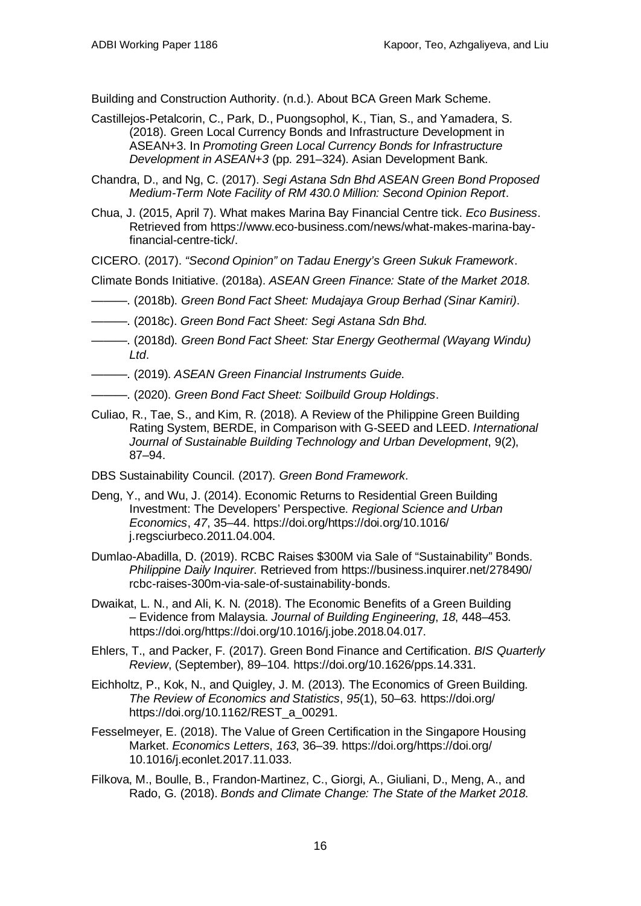Building and Construction Authority. (n.d.). About BCA Green Mark Scheme.

Castillejos-Petalcorin, C., Park, D., Puongsophol, K., Tian, S., and Yamadera, S. (2018). Green Local Currency Bonds and Infrastructure Development in ASEAN+3. In *Promoting Green Local Currency Bonds for Infrastructure Development in ASEAN+3* (pp. 291–324). Asian Development Bank.

Chandra, D., and Ng, C. (2017). *Segi Astana Sdn Bhd ASEAN Green Bond Proposed Medium-Term Note Facility of RM 430.0 Million: Second Opinion Report*.

Chua, J. (2015, April 7). What makes Marina Bay Financial Centre tick. *Eco Business*. Retrieved from https://www.eco-business.com/news/what-makes-marina-bay-financial-centre-tick/.

CICERO. (2017). *"Second Opinion" on Tadau Energy's Green Sukuk Framework*.

Climate Bonds Initiative. (2018a). *ASEAN Green Finance: State of the Market 2018*.

———. (2018b). *Green Bond Fact Sheet: Mudajaya Group Berhad (Sinar Kamiri)*.

———. (2018c). *Green Bond Fact Sheet: Segi Astana Sdn Bhd*.

———. (2018d). *Green Bond Fact Sheet: Star Energy Geothermal (Wayang Windu) Ltd*.

———. (2019). *ASEAN Green Financial Instruments Guide*.

———. (2020). *Green Bond Fact Sheet: Soilbuild Group Holdings*.

Culiao, R., Tae, S., and Kim, R. (2018). A Review of the Philippine Green Building Rating System, BERDE, in Comparison with G-SEED and LEED. *International Journal of Sustainable Building Technology and Urban Development*, 9(2), 87–94.

DBS Sustainability Council. (2017). *Green Bond Framework*.

Deng, Y., and Wu, J. (2014). Economic Returns to Residential Green Building Investment: The Developers' Perspective. *Regional Science and Urban Economics*, *47*, 35–44. https://doi.org/https://doi.org/10.1016/j.regsciurbeco.2011.04.004.

Dumlao-Abadilla, D. (2019). RCBC Raises $300M via Sale of "Sustainability" Bonds. *Philippine Daily Inquirer*. Retrieved from https://business.inquirer.net/278490/rcbc-raises-300m-via-sale-of-sustainability-bonds.

Dwaikat, L. N., and Ali, K. N. (2018). The Economic Benefits of a Green Building – Evidence from Malaysia. *Journal of Building Engineering*, *18*, 448–453. https://doi.org/https://doi.org/10.1016/j.jobe.2018.04.017.

Ehlers, T., and Packer, F. (2017). Green Bond Finance and Certification. *BIS Quarterly Review*, (September), 89–104. https://doi.org/10.1626/pps.14.331.

Eichholtz, P., Kok, N., and Quigley, J. M. (2013). The Economics of Green Building. *The Review of Economics and Statistics*, *95*(1), 50–63. https://doi.org/https://doi.org/10.1162/REST_a_00291.

Fesselmeyer, E. (2018). The Value of Green Certification in the Singapore Housing Market. *Economics Letters*, *163*, 36–39. https://doi.org/https://doi.org/10.1016/j.econlet.2017.11.033.

Filkova, M., Boulle, B., Frandon-Martinez, C., Giorgi, A., Giuliani, D., Meng, A., and Rado, G. (2018). *Bonds and Climate Change: The State of the Market 2018*.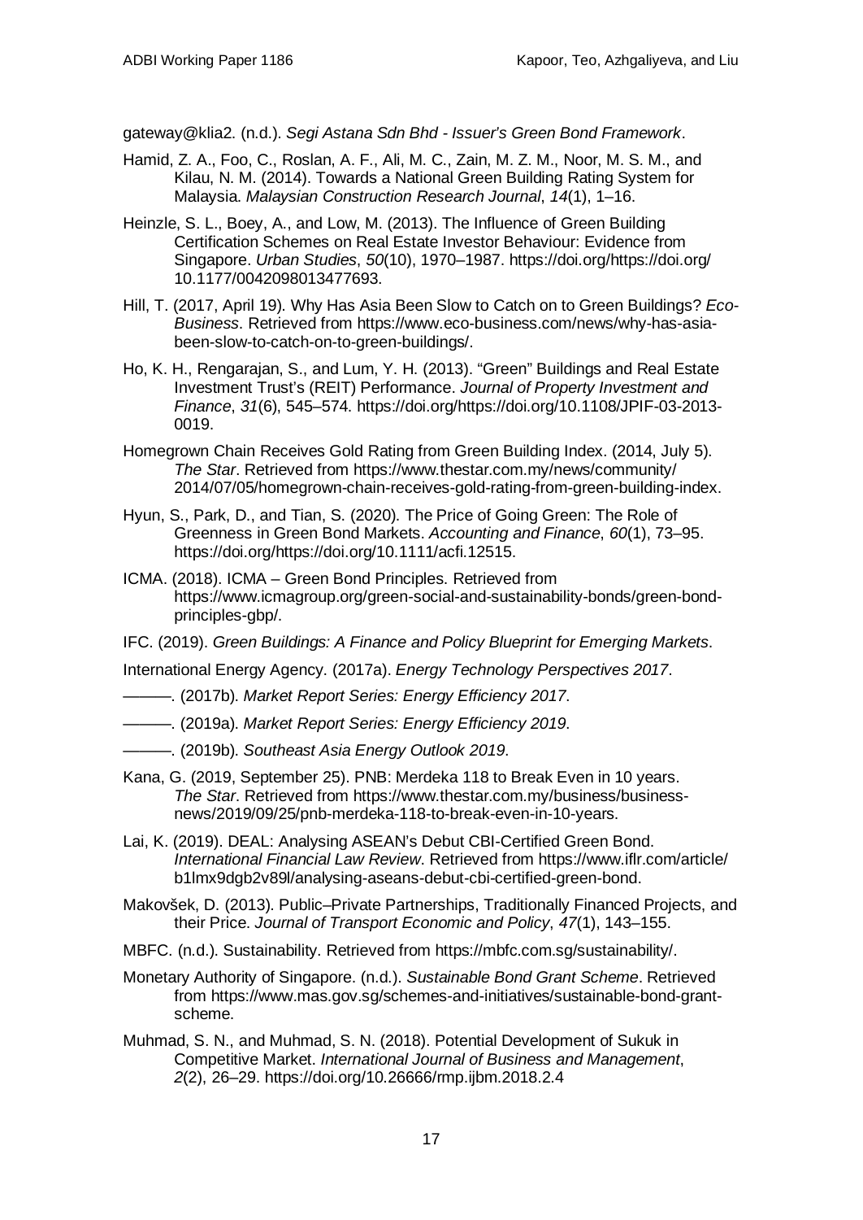gateway@klia2. (n.d.). *Segi Astana Sdn Bhd - Issuer's Green Bond Framework*.

Hamid, Z. A., Foo, C., Roslan, A. F., Ali, M. C., Zain, M. Z. M., Noor, M. S. M., and Kilau, N. M. (2014). Towards a National Green Building Rating System for Malaysia. *Malaysian Construction Research Journal*, *14*(1), 1–16.

Heinzle, S. L., Boey, A., and Low, M. (2013). The Influence of Green Building Certification Schemes on Real Estate Investor Behaviour: Evidence from Singapore. *Urban Studies*, *50*(10), 1970–1987. https://doi.org/https://doi.org/10.1177/0042098013477693.

Hill, T. (2017, April 19). Why Has Asia Been Slow to Catch on to Green Buildings? *Eco-Business*. Retrieved from https://www.eco-business.com/news/why-has-asia-been-slow-to-catch-on-to-green-buildings/.

Ho, K. H., Rengarajan, S., and Lum, Y. H. (2013). "Green" Buildings and Real Estate Investment Trust's (REIT) Performance. *Journal of Property Investment and Finance*, *31*(6), 545–574. https://doi.org/https://doi.org/10.1108/JPIF-03-2013-0019.

Homegrown Chain Receives Gold Rating from Green Building Index. (2014, July 5). *The Star*. Retrieved from https://www.thestar.com.my/news/community/2014/07/05/homegrown-chain-receives-gold-rating-from-green-building-index.

Hyun, S., Park, D., and Tian, S. (2020). The Price of Going Green: The Role of Greenness in Green Bond Markets. *Accounting and Finance*, *60*(1), 73–95. https://doi.org/https://doi.org/10.1111/acfi.12515.

ICMA. (2018). ICMA – Green Bond Principles. Retrieved from https://www.icmagroup.org/green-social-and-sustainability-bonds/green-bond-principles-gbp/.

IFC. (2019). *Green Buildings: A Finance and Policy Blueprint for Emerging Markets*.

International Energy Agency. (2017a). *Energy Technology Perspectives 2017*.

———. (2017b). *Market Report Series: Energy Efficiency 2017*.

———. (2019a). *Market Report Series: Energy Efficiency 2019*.

———. (2019b). *Southeast Asia Energy Outlook 2019*.

Kana, G. (2019, September 25). PNB: Merdeka 118 to Break Even in 10 years. *The Star*. Retrieved from https://www.thestar.com.my/business/business-news/2019/09/25/pnb-merdeka-118-to-break-even-in-10-years.

Lai, K. (2019). DEAL: Analysing ASEAN's Debut CBI-Certified Green Bond. *International Financial Law Review*. Retrieved from https://www.iflr.com/article/b1lmx9dgb2v89l/analysing-aseans-debut-cbi-certified-green-bond.

Makovšek, D. (2013). Public–Private Partnerships, Traditionally Financed Projects, and their Price. *Journal of Transport Economic and Policy*, *47*(1), 143–155.

MBFC. (n.d.). Sustainability. Retrieved from https://mbfc.com.sg/sustainability/.

Monetary Authority of Singapore. (n.d.). *Sustainable Bond Grant Scheme*. Retrieved from https://www.mas.gov.sg/schemes-and-initiatives/sustainable-bond-grant-scheme.

Muhmad, S. N., and Muhmad, S. N. (2018). Potential Development of Sukuk in Competitive Market. *International Journal of Business and Management*, *2*(2), 26–29. https://doi.org/10.26666/rmp.ijbm.2018.2.4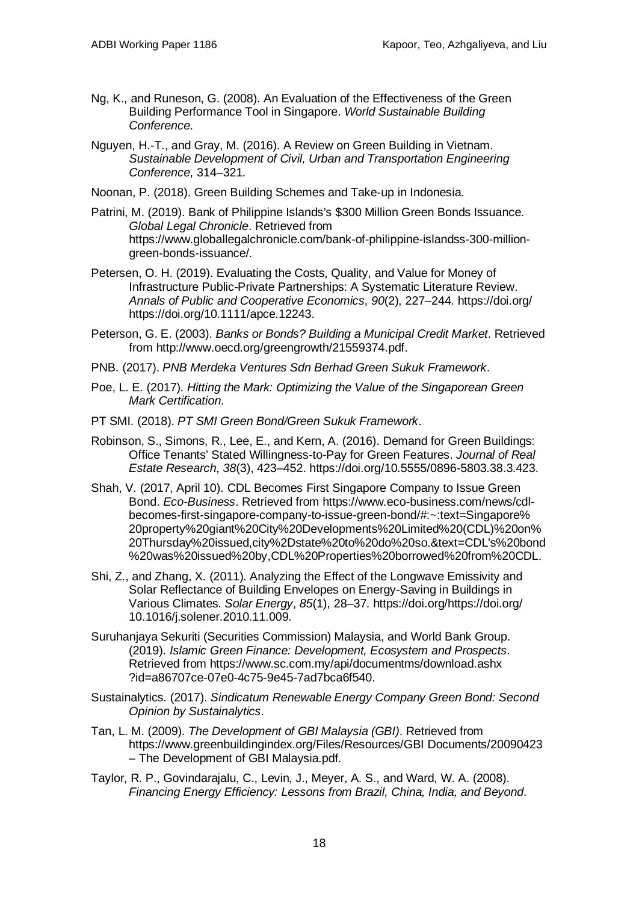Ng, K., and Runeson, G. (2008). An Evaluation of the Effectiveness of the Green Building Performance Tool in Singapore. *World Sustainable Building Conference*.

Nguyen, H.-T., and Gray, M. (2016). A Review on Green Building in Vietnam. *Sustainable Development of Civil, Urban and Transportation Engineering Conference*, 314–321.

Noonan, P. (2018). Green Building Schemes and Take-up in Indonesia.

Patrini, M. (2019). Bank of Philippine Islands's $300 Million Green Bonds Issuance. *Global Legal Chronicle*. Retrieved from https://www.globallegalchronicle.com/bank-of-philippine-islandss-300-million-green-bonds-issuance/.

Petersen, O. H. (2019). Evaluating the Costs, Quality, and Value for Money of Infrastructure Public-Private Partnerships: A Systematic Literature Review. *Annals of Public and Cooperative Economics*, *90*(2), 227–244. https://doi.org/ https://doi.org/10.1111/apce.12243.

Peterson, G. E. (2003). *Banks or Bonds? Building a Municipal Credit Market*. Retrieved from http://www.oecd.org/greengrowth/21559374.pdf.

PNB. (2017). *PNB Merdeka Ventures Sdn Berhad Green Sukuk Framework*.

Poe, L. E. (2017). *Hitting the Mark: Optimizing the Value of the Singaporean Green Mark Certification*.

PT SMI. (2018). *PT SMI Green Bond/Green Sukuk Framework*.

Robinson, S., Simons, R., Lee, E., and Kern, A. (2016). Demand for Green Buildings: Office Tenants' Stated Willingness-to-Pay for Green Features. *Journal of Real Estate Research*, *38*(3), 423–452. https://doi.org/10.5555/0896-5803.38.3.423.

Shah, V. (2017, April 10). CDL Becomes First Singapore Company to Issue Green Bond. *Eco-Business*. Retrieved from https://www.eco-business.com/news/cdl-becomes-first-singapore-company-to-issue-green-bond/#:~:text=Singapore%20property%20giant%20City%20Developments%20Limited%20(CDL)%20on%20Thursday%20issued,city%2Dstate%20to%20do%20so.&text=CDL's%20bond%20was%20issued%20by,CDL%20Properties%20borrowed%20from%20CDL.

Shi, Z., and Zhang, X. (2011). Analyzing the Effect of the Longwave Emissivity and Solar Reflectance of Building Envelopes on Energy-Saving in Buildings in Various Climates. *Solar Energy*, *85*(1), 28–37. https://doi.org/https://doi.org/ 10.1016/j.solener.2010.11.009.

Suruhanjaya Sekuriti (Securities Commission) Malaysia, and World Bank Group. (2019). *Islamic Green Finance: Development, Ecosystem and Prospects*. Retrieved from https://www.sc.com.my/api/documentms/download.ashx ?id=a86707ce-07e0-4c75-9e45-7ad7bca6f540.

Sustainalytics. (2017). *Sindicatum Renewable Energy Company Green Bond: Second Opinion by Sustainalytics*.

Tan, L. M. (2009). *The Development of GBI Malaysia (GBI)*. Retrieved from https://www.greenbuildingindex.org/Files/Resources/GBI Documents/20090423 – The Development of GBI Malaysia.pdf.

Taylor, R. P., Govindarajalu, C., Levin, J., Meyer, A. S., and Ward, W. A. (2008). *Financing Energy Efficiency: Lessons from Brazil, China, India, and Beyond*.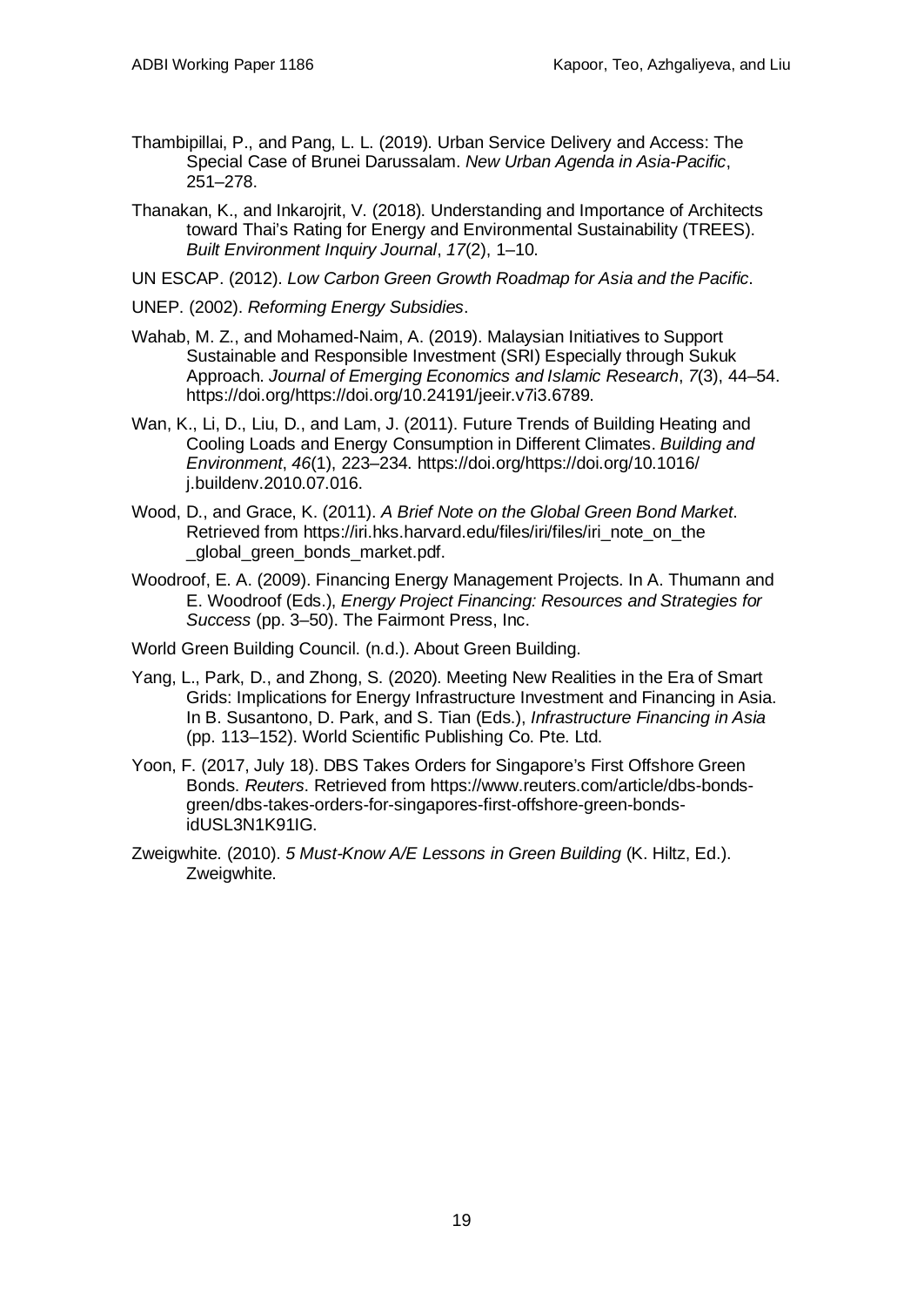Thambipillai, P., and Pang, L. L. (2019). Urban Service Delivery and Access: The Special Case of Brunei Darussalam. *New Urban Agenda in Asia-Pacific*, 251–278.

Thanakan, K., and Inkarojrit, V. (2018). Understanding and Importance of Architects toward Thai's Rating for Energy and Environmental Sustainability (TREES). *Built Environment Inquiry Journal*, *17*(2), 1–10.

UN ESCAP. (2012). *Low Carbon Green Growth Roadmap for Asia and the Pacific*.

UNEP. (2002). *Reforming Energy Subsidies*.

Wahab, M. Z., and Mohamed-Naim, A. (2019). Malaysian Initiatives to Support Sustainable and Responsible Investment (SRI) Especially through Sukuk Approach. *Journal of Emerging Economics and Islamic Research*, *7*(3), 44–54. https://doi.org/https://doi.org/10.24191/jeeir.v7i3.6789.

Wan, K., Li, D., Liu, D., and Lam, J. (2011). Future Trends of Building Heating and Cooling Loads and Energy Consumption in Different Climates. *Building and Environment*, *46*(1), 223–234. https://doi.org/https://doi.org/10.1016/j.buildenv.2010.07.016.

Wood, D., and Grace, K. (2011). *A Brief Note on the Global Green Bond Market*. Retrieved from https://iri.hks.harvard.edu/files/iri/files/iri_note_on_the_global_green_bonds_market.pdf.

Woodroof, E. A. (2009). Financing Energy Management Projects. In A. Thumann and E. Woodroof (Eds.), *Energy Project Financing: Resources and Strategies for Success* (pp. 3–50). The Fairmont Press, Inc.

World Green Building Council. (n.d.). About Green Building.

Yang, L., Park, D., and Zhong, S. (2020). Meeting New Realities in the Era of Smart Grids: Implications for Energy Infrastructure Investment and Financing in Asia. In B. Susantono, D. Park, and S. Tian (Eds.), *Infrastructure Financing in Asia* (pp. 113–152). World Scientific Publishing Co. Pte. Ltd.

Yoon, F. (2017, July 18). DBS Takes Orders for Singapore's First Offshore Green Bonds. *Reuters*. Retrieved from https://www.reuters.com/article/dbs-bonds-green/dbs-takes-orders-for-singapores-first-offshore-green-bonds-idUSL3N1K91IG.

Zweigwhite. (2010). *5 Must-Know A/E Lessons in Green Building* (K. Hiltz, Ed.). Zweigwhite.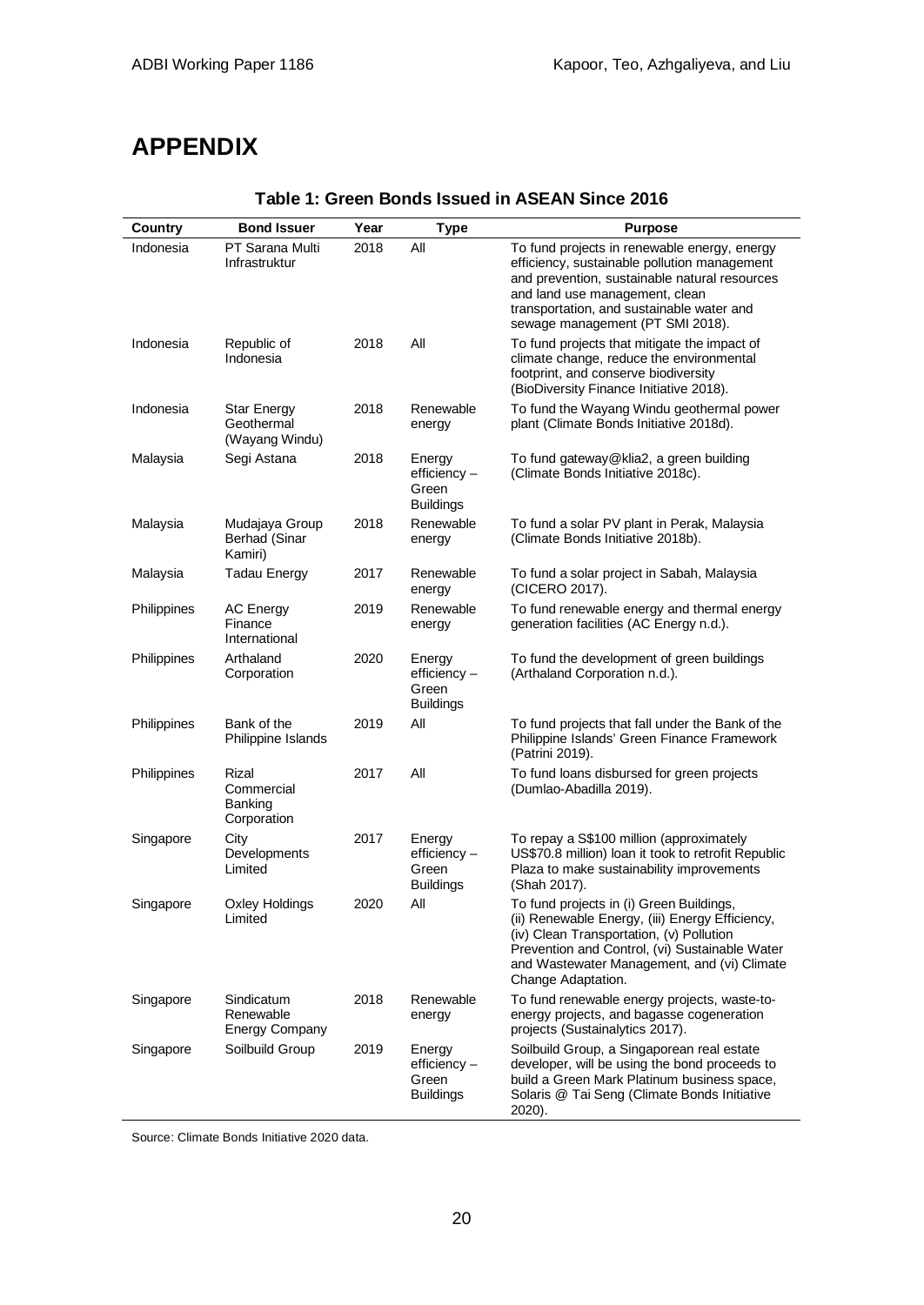# APPENDIX

**Table 1: Green Bonds Issued in ASEAN Since 2016**

| Country | Bond Issuer | Year | Type | Purpose |
|---|---|---|---|---|
| Indonesia | PT Sarana Multi Infrastruktur | 2018 | All | To fund projects in renewable energy, energy efficiency, sustainable pollution management and prevention, sustainable natural resources and land use management, clean transportation, and sustainable water and sewage management (PT SMI 2018). |
| Indonesia | Republic of Indonesia | 2018 | All | To fund projects that mitigate the impact of climate change, reduce the environmental footprint, and conserve biodiversity (BioDiversity Finance Initiative 2018). |
| Indonesia | Star Energy Geothermal (Wayang Windu) | 2018 | Renewable energy | To fund the Wayang Windu geothermal power plant (Climate Bonds Initiative 2018d). |
| Malaysia | Segi Astana | 2018 | Energy efficiency – Green Buildings | To fund gateway@klia2, a green building (Climate Bonds Initiative 2018c). |
| Malaysia | Mudajaya Group Berhad (Sinar Kamiri) | 2018 | Renewable energy | To fund a solar PV plant in Perak, Malaysia (Climate Bonds Initiative 2018b). |
| Malaysia | Tadau Energy | 2017 | Renewable energy | To fund a solar project in Sabah, Malaysia (CICERO 2017). |
| Philippines | AC Energy Finance International | 2019 | Renewable energy | To fund renewable energy and thermal energy generation facilities (AC Energy n.d.). |
| Philippines | Arthaland Corporation | 2020 | Energy efficiency – Green Buildings | To fund the development of green buildings (Arthaland Corporation n.d.). |
| Philippines | Bank of the Philippine Islands | 2019 | All | To fund projects that fall under the Bank of the Philippine Islands' Green Finance Framework (Patrini 2019). |
| Philippines | Rizal Commercial Banking Corporation | 2017 | All | To fund loans disbursed for green projects (Dumlao-Abadilla 2019). |
| Singapore | City Developments Limited | 2017 | Energy efficiency – Green Buildings | To repay a S$100 million (approximately US$70.8 million) loan it took to retrofit Republic Plaza to make sustainability improvements (Shah 2017). |
| Singapore | Oxley Holdings Limited | 2020 | All | To fund projects in (i) Green Buildings, (ii) Renewable Energy, (iii) Energy Efficiency, (iv) Clean Transportation, (v) Pollution Prevention and Control, (vi) Sustainable Water and Wastewater Management, and (vi) Climate Change Adaptation. |
| Singapore | Sindicatum Renewable Energy Company | 2018 | Renewable energy | To fund renewable energy projects, waste-to-energy projects, and bagasse cogeneration projects (Sustainalytics 2017). |
| Singapore | Soilbuild Group | 2019 | Energy efficiency – Green Buildings | Soilbuild Group, a Singaporean real estate developer, will be using the bond proceeds to build a Green Mark Platinum business space, Solaris @ Tai Seng (Climate Bonds Initiative 2020). |

Source: Climate Bonds Initiative 2020 data.